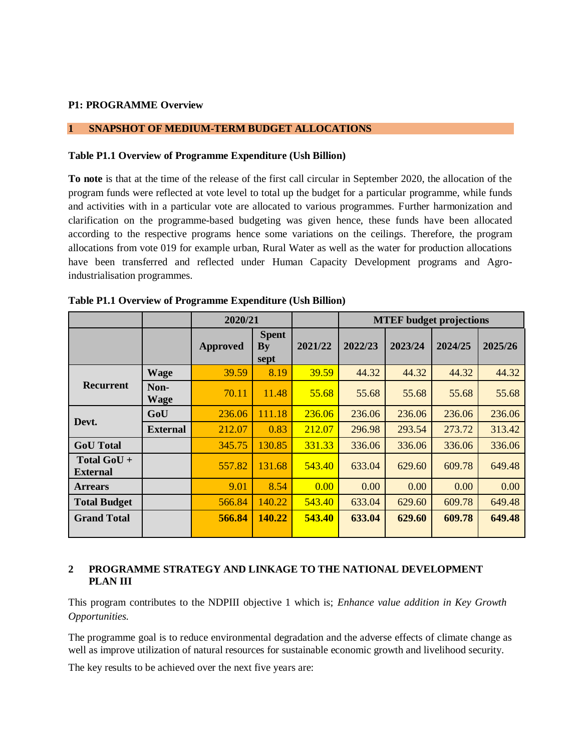**P1: PROGRAMME Overview**

## 1 SNAPSHOT OF MEDIUM-TERM BUDGET ALLOCATIONS

**Table P1.1 Overview of Programme Expenditure (Ush Billion)**

**To note** is that at the time of the release of the first call circular in September 2020, the allocation of the program funds were reflected at vote level to total up the budget for a particular programme, while funds and activities with in a particular vote are allocated to various programmes. Further harmonization and clarification on the programme-based budgeting was given hence, these funds have been allocated according to the respective programs hence some variations on the ceilings. Therefore, the program allocations from vote 019 for example urban, Rural Water as well as the water for production allocations have been transferred and reflected under Human Capacity Development programs and Agro-industrialisation programmes.

**Table P1.1 Overview of Programme Expenditure (Ush Billion)**

| | | 2020/21 | | | MTEF budget projections | | | |
|---|---|---|---|---|---|---|---|---|
| | | **Approved** | **Spent By sept** | **2021/22** | **2022/23** | **2023/24** | **2024/25** | **2025/26** |
| **Recurrent** | **Wage** | 39.59 | 8.19 | 39.59 | 44.32 | 44.32 | 44.32 | 44.32 |
| | **Non-Wage** | 70.11 | 11.48 | 55.68 | 55.68 | 55.68 | 55.68 | 55.68 |
| **Devt.** | **GoU** | 236.06 | 111.18 | 236.06 | 236.06 | 236.06 | 236.06 | 236.06 |
| | **External** | 212.07 | 0.83 | 212.07 | 296.98 | 293.54 | 273.72 | 313.42 |
| **GoU Total** | | 345.75 | 130.85 | 331.33 | 336.06 | 336.06 | 336.06 | 336.06 |
| **Total GoU + External** | | 557.82 | 131.68 | 543.40 | 633.04 | 629.60 | 609.78 | 649.48 |
| **Arrears** | | 9.01 | 8.54 | 0.00 | 0.00 | 0.00 | 0.00 | 0.00 |
| **Total Budget** | | 566.84 | 140.22 | 543.40 | 633.04 | 629.60 | 609.78 | 649.48 |
| **Grand Total** | | **566.84** | **140.22** | **543.40** | **633.04** | **629.60** | **609.78** | **649.48** |

## 2 PROGRAMME STRATEGY AND LINKAGE TO THE NATIONAL DEVELOPMENT PLAN III

This program contributes to the NDPIII objective 1 which is; *Enhance value addition in Key Growth Opportunities.*

The programme goal is to reduce environmental degradation and the adverse effects of climate change as well as improve utilization of natural resources for sustainable economic growth and livelihood security.

The key results to be achieved over the next five years are: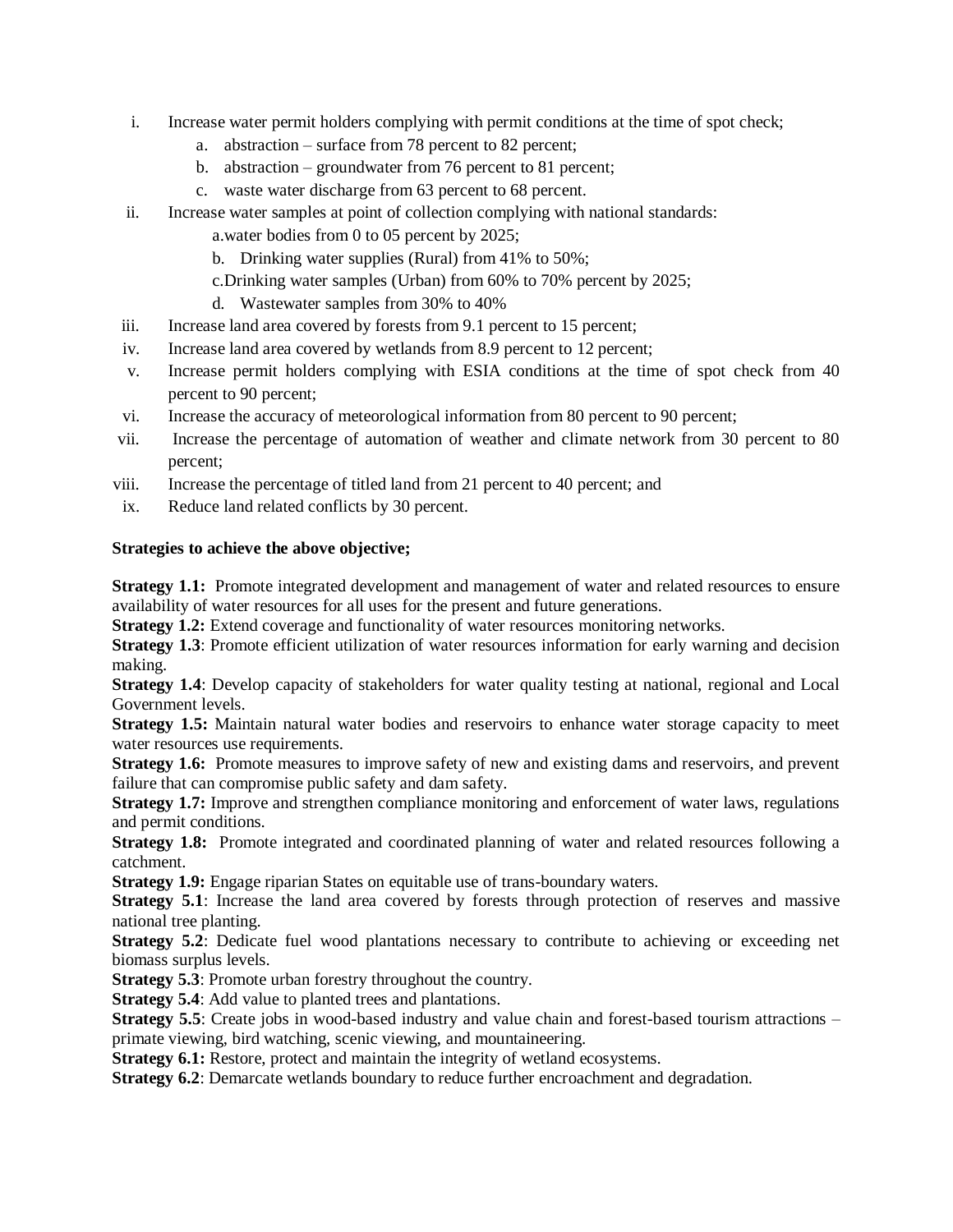i. Increase water permit holders complying with permit conditions at the time of spot check;
   a. abstraction – surface from 78 percent to 82 percent;
   b. abstraction – groundwater from 76 percent to 81 percent;
   c. waste water discharge from 63 percent to 68 percent.
ii. Increase water samples at point of collection complying with national standards:
   a. water bodies from 0 to 05 percent by 2025;
   b. Drinking water supplies (Rural) from 41% to 50%;
   c. Drinking water samples (Urban) from 60% to 70% percent by 2025;
   d. Wastewater samples from 30% to 40%
iii. Increase land area covered by forests from 9.1 percent to 15 percent;
iv. Increase land area covered by wetlands from 8.9 percent to 12 percent;
v. Increase permit holders complying with ESIA conditions at the time of spot check from 40 percent to 90 percent;
vi. Increase the accuracy of meteorological information from 80 percent to 90 percent;
vii. Increase the percentage of automation of weather and climate network from 30 percent to 80 percent;
viii. Increase the percentage of titled land from 21 percent to 40 percent; and
ix. Reduce land related conflicts by 30 percent.

**Strategies to achieve the above objective;**

**Strategy 1.1:** Promote integrated development and management of water and related resources to ensure availability of water resources for all uses for the present and future generations.
**Strategy 1.2:** Extend coverage and functionality of water resources monitoring networks.
**Strategy 1.3**: Promote efficient utilization of water resources information for early warning and decision making.
**Strategy 1.4**: Develop capacity of stakeholders for water quality testing at national, regional and Local Government levels.
**Strategy 1.5:** Maintain natural water bodies and reservoirs to enhance water storage capacity to meet water resources use requirements.
**Strategy 1.6:** Promote measures to improve safety of new and existing dams and reservoirs, and prevent failure that can compromise public safety and dam safety.
**Strategy 1.7:** Improve and strengthen compliance monitoring and enforcement of water laws, regulations and permit conditions.
**Strategy 1.8:** Promote integrated and coordinated planning of water and related resources following a catchment.
**Strategy 1.9:** Engage riparian States on equitable use of trans-boundary waters.
**Strategy 5.1**: Increase the land area covered by forests through protection of reserves and massive national tree planting.
**Strategy 5.2**: Dedicate fuel wood plantations necessary to contribute to achieving or exceeding net biomass surplus levels.
**Strategy 5.3**: Promote urban forestry throughout the country.
**Strategy 5.4**: Add value to planted trees and plantations.
**Strategy 5.5**: Create jobs in wood-based industry and value chain and forest-based tourism attractions – primate viewing, bird watching, scenic viewing, and mountaineering.
**Strategy 6.1:** Restore, protect and maintain the integrity of wetland ecosystems.
**Strategy 6.2**: Demarcate wetlands boundary to reduce further encroachment and degradation.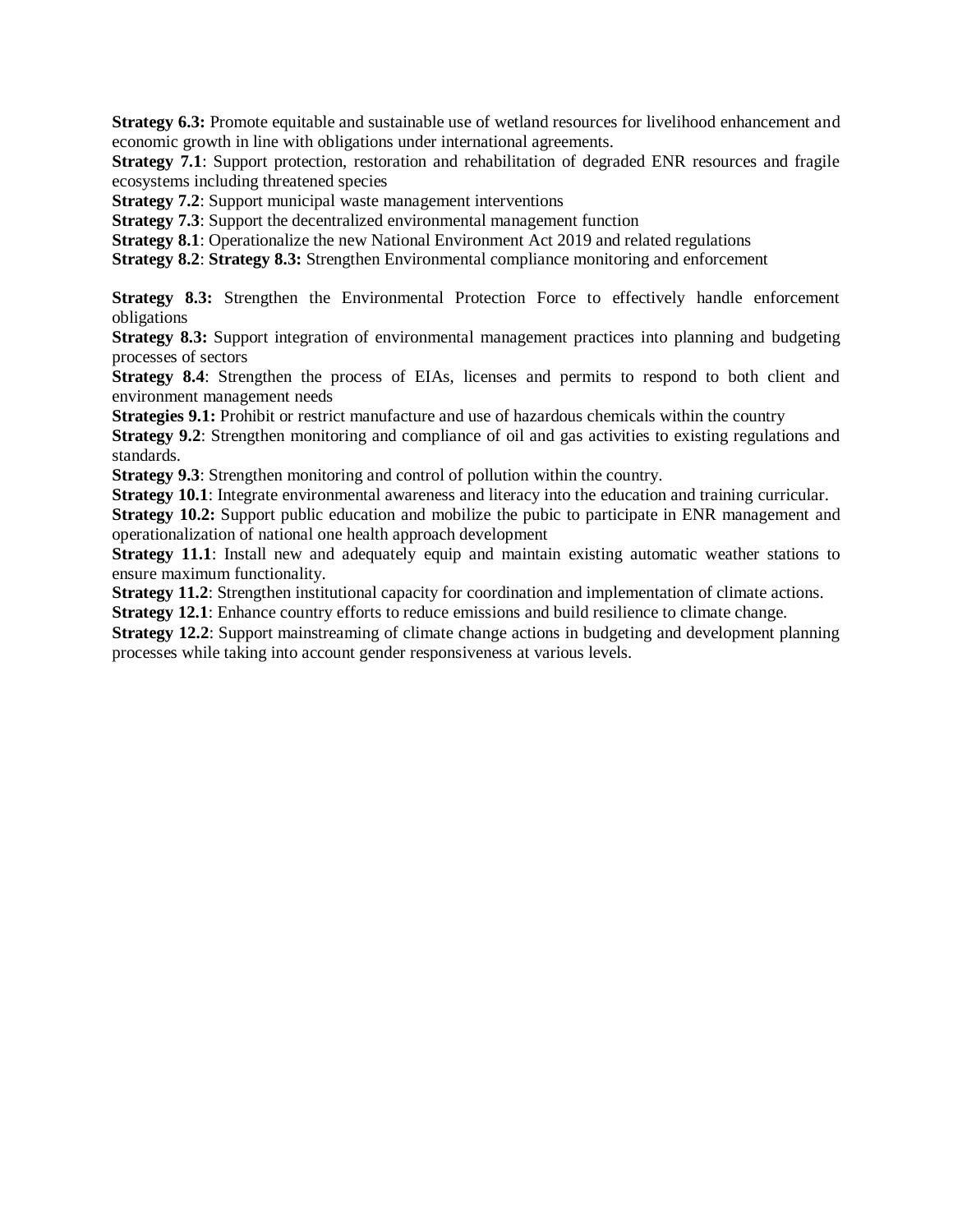**Strategy 6.3:** Promote equitable and sustainable use of wetland resources for livelihood enhancement and economic growth in line with obligations under international agreements.

**Strategy 7.1**: Support protection, restoration and rehabilitation of degraded ENR resources and fragile ecosystems including threatened species

**Strategy 7.2**: Support municipal waste management interventions

**Strategy 7.3**: Support the decentralized environmental management function

**Strategy 8.1**: Operationalize the new National Environment Act 2019 and related regulations

**Strategy 8.2**: **Strategy 8.3:** Strengthen Environmental compliance monitoring and enforcement

**Strategy 8.3:** Strengthen the Environmental Protection Force to effectively handle enforcement obligations

**Strategy 8.3:** Support integration of environmental management practices into planning and budgeting processes of sectors

**Strategy 8.4**: Strengthen the process of EIAs, licenses and permits to respond to both client and environment management needs

**Strategies 9.1:** Prohibit or restrict manufacture and use of hazardous chemicals within the country

**Strategy 9.2**: Strengthen monitoring and compliance of oil and gas activities to existing regulations and standards.

**Strategy 9.3**: Strengthen monitoring and control of pollution within the country.

**Strategy 10.1**: Integrate environmental awareness and literacy into the education and training curricular.

**Strategy 10.2:** Support public education and mobilize the pubic to participate in ENR management and operationalization of national one health approach development

**Strategy 11.1**: Install new and adequately equip and maintain existing automatic weather stations to ensure maximum functionality.

**Strategy 11.2**: Strengthen institutional capacity for coordination and implementation of climate actions.

**Strategy 12.1**: Enhance country efforts to reduce emissions and build resilience to climate change.

**Strategy 12.2**: Support mainstreaming of climate change actions in budgeting and development planning processes while taking into account gender responsiveness at various levels.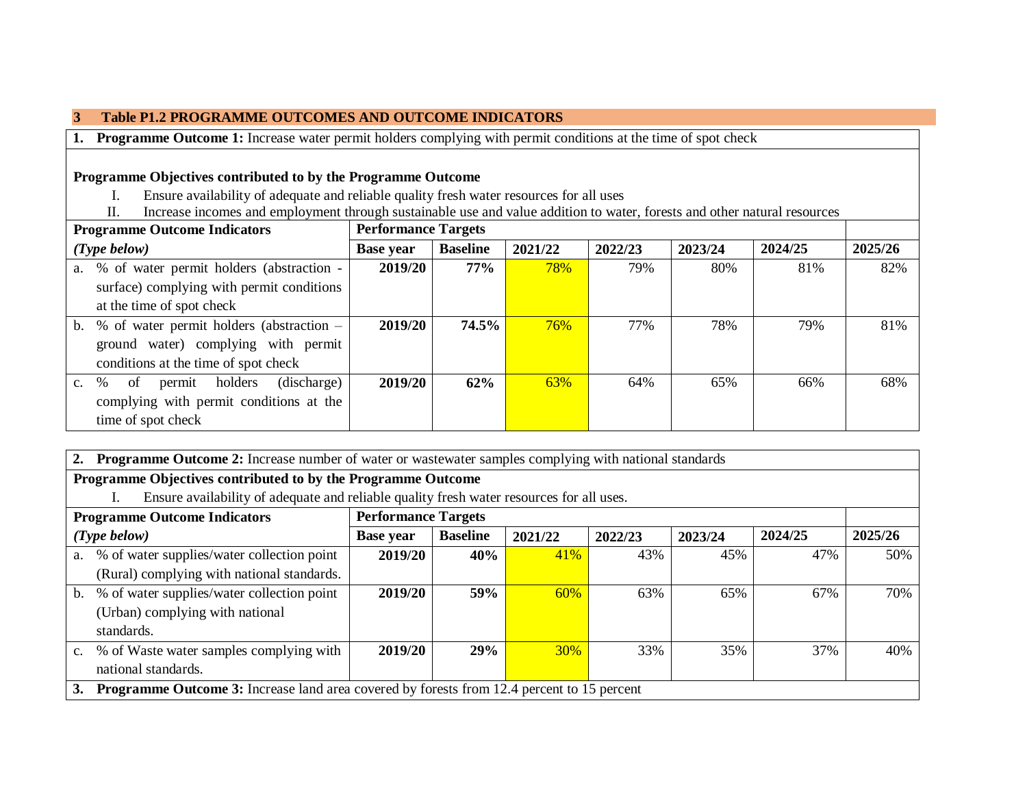## 3 Table P1.2 PROGRAMME OUTCOMES AND OUTCOME INDICATORS

**1. Programme Outcome 1:** Increase water permit holders complying with permit conditions at the time of spot check

**Programme Objectives contributed to by the Programme Outcome**

I. Ensure availability of adequate and reliable quality fresh water resources for all uses
II. Increase incomes and employment through sustainable use and value addition to water, forests and other natural resources

| **Programme Outcome Indicators** | **Performance Targets** | | | | | | |
|---|---|---|---|---|---|---|---|
| *(Type below)* | **Base year** | **Baseline** | **2021/22** | **2022/23** | **2023/24** | **2024/25** | **2025/26** |
| a. % of water permit holders (abstraction - surface) complying with permit conditions at the time of spot check | **2019/20** | **77%** | 78% | 79% | 80% | 81% | 82% |
| b. % of water permit holders (abstraction – ground water) complying with permit conditions at the time of spot check | **2019/20** | **74.5%** | 76% | 77% | 78% | 79% | 81% |
| c. % of permit holders (discharge) complying with permit conditions at the time of spot check | **2019/20** | **62%** | 63% | 64% | 65% | 66% | 68% |

**2. Programme Outcome 2:** Increase number of water or wastewater samples complying with national standards

**Programme Objectives contributed to by the Programme Outcome**

I. Ensure availability of adequate and reliable quality fresh water resources for all uses.

| **Programme Outcome Indicators** | **Performance Targets** | | | | | | |
|---|---|---|---|---|---|---|---|
| *(Type below)* | **Base year** | **Baseline** | **2021/22** | **2022/23** | **2023/24** | **2024/25** | **2025/26** |
| a. % of water supplies/water collection point (Rural) complying with national standards. | **2019/20** | **40%** | 41% | 43% | 45% | 47% | 50% |
| b. % of water supplies/water collection point (Urban) complying with national standards. | **2019/20** | **59%** | 60% | 63% | 65% | 67% | 70% |
| c. % of Waste water samples complying with national standards. | **2019/20** | **29%** | 30% | 33% | 35% | 37% | 40% |

**3. Programme Outcome 3:** Increase land area covered by forests from 12.4 percent to 15 percent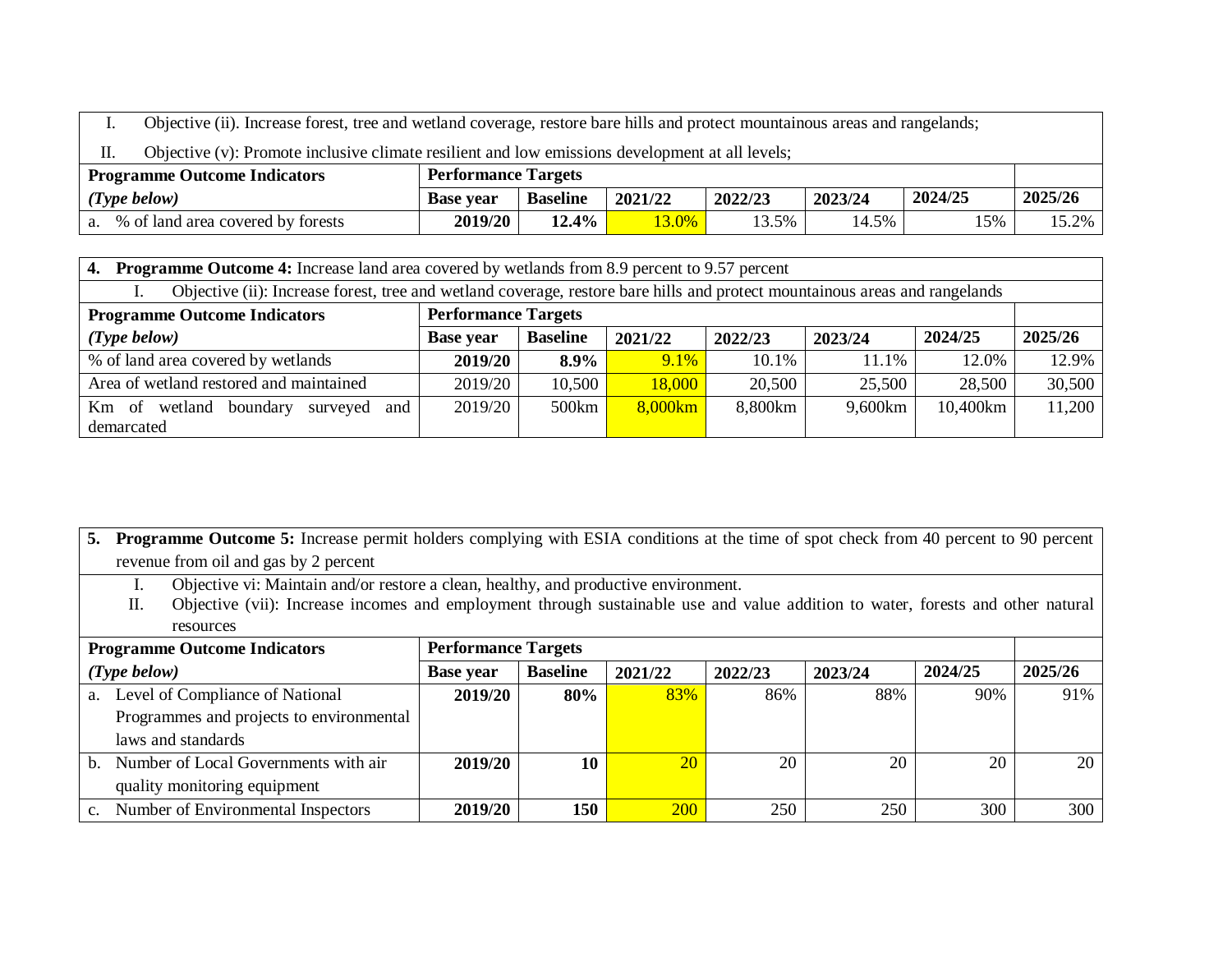| I. Objective (ii). Increase forest, tree and wetland coverage, restore bare hills and protect mountainous areas and rangelands; | | | | | | | |
|---|---|---|---|---|---|---|---|
| II. Objective (v): Promote inclusive climate resilient and low emissions development at all levels; | | | | | | | |
| **Programme Outcome Indicators** | **Performance Targets** | | | | | | |
| ***(Type below)*** | **Base year** | **Baseline** | **2021/22** | **2022/23** | **2023/24** | **2024/25** | **2025/26** |
| a. % of land area covered by forests | **2019/20** | **12.4%** | 13.0% | 13.5% | 14.5% | 15% | 15.2% |

| **4. Programme Outcome 4:** Increase land area covered by wetlands from 8.9 percent to 9.57 percent | | | | | | | |
|---|---|---|---|---|---|---|---|
| I. Objective (ii): Increase forest, tree and wetland coverage, restore bare hills and protect mountainous areas and rangelands | | | | | | | |
| **Programme Outcome Indicators** | **Performance Targets** | | | | | | |
| ***(Type below)*** | **Base year** | **Baseline** | **2021/22** | **2022/23** | **2023/24** | **2024/25** | **2025/26** |
| % of land area covered by wetlands | **2019/20** | **8.9%** | 9.1% | 10.1% | 11.1% | 12.0% | 12.9% |
| Area of wetland restored and maintained | 2019/20 | 10,500 | 18,000 | 20,500 | 25,500 | 28,500 | 30,500 |
| Km of wetland boundary surveyed and demarcated | 2019/20 | 500km | 8,000km | 8,800km | 9,600km | 10,400km | 11,200 |

| **5. Programme Outcome 5:** Increase permit holders complying with ESIA conditions at the time of spot check from 40 percent to 90 percent revenue from oil and gas by 2 percent | | | | | | | |
|---|---|---|---|---|---|---|---|
| I. Objective vi: Maintain and/or restore a clean, healthy, and productive environment.<br>II. Objective (vii): Increase incomes and employment through sustainable use and value addition to water, forests and other natural resources | | | | | | | |
| **Programme Outcome Indicators** | **Performance Targets** | | | | | | |
| ***(Type below)*** | **Base year** | **Baseline** | **2021/22** | **2022/23** | **2023/24** | **2024/25** | **2025/26** |
| a. Level of Compliance of National Programmes and projects to environmental laws and standards | **2019/20** | **80%** | 83% | 86% | 88% | 90% | 91% |
| b. Number of Local Governments with air quality monitoring equipment | **2019/20** | **10** | 20 | 20 | 20 | 20 | 20 |
| c. Number of Environmental Inspectors | **2019/20** | **150** | 200 | 250 | 250 | 300 | 300 |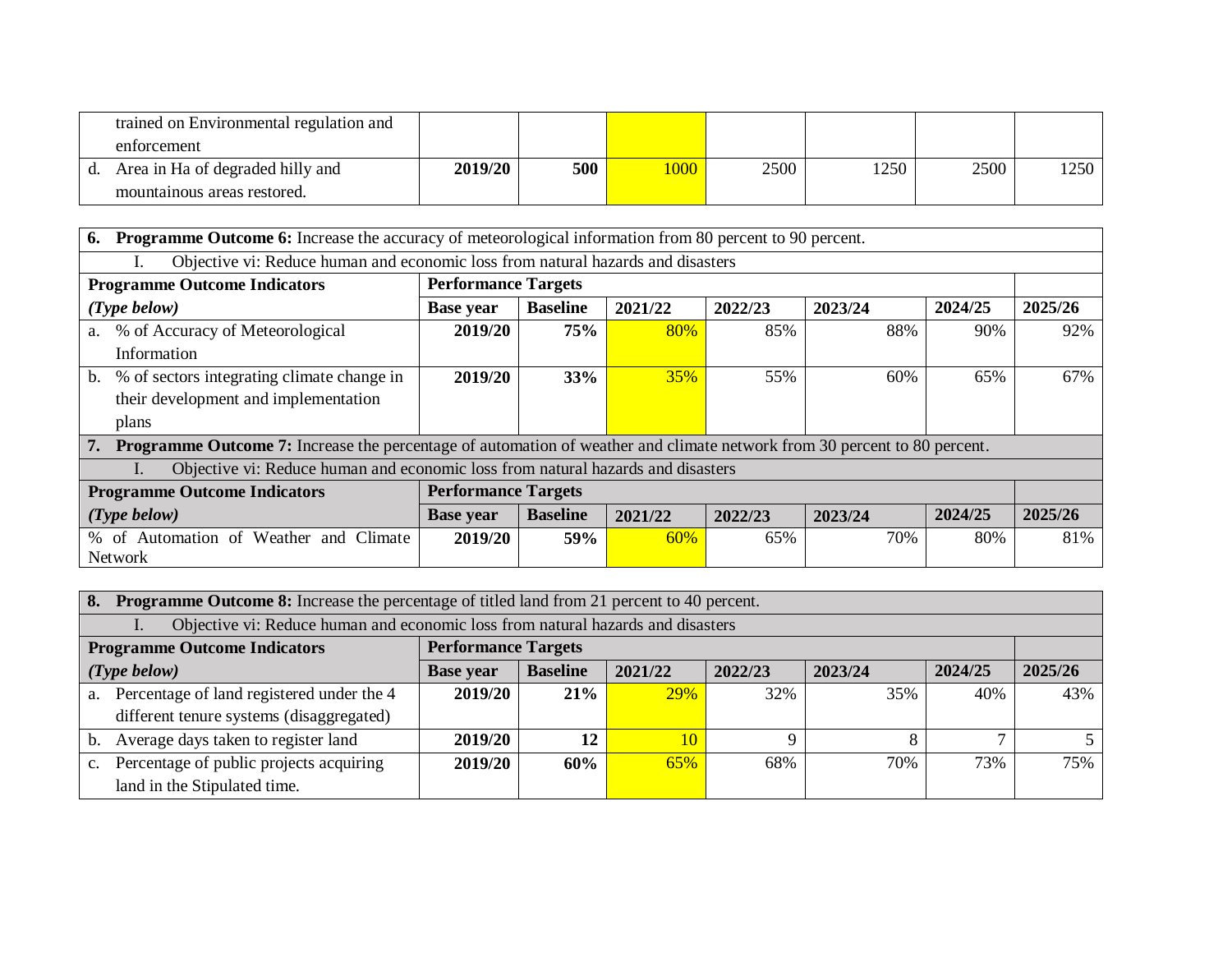| | | | | | | | |
|---|---|---|---|---|---|---|---|
| trained on Environmental regulation and enforcement | | | | | | | |
| d. Area in Ha of degraded hilly and mountainous areas restored. | **2019/20** | **500** | 1000 | 2500 | 1250 | 2500 | 1250 |

| **6. Programme Outcome 6:** Increase the accuracy of meteorological information from 80 percent to 90 percent. | | | | | | | |
|---|---|---|---|---|---|---|---|
| I. Objective vi: Reduce human and economic loss from natural hazards and disasters | | | | | | | |
| **Programme Outcome Indicators** | **Performance Targets** | | | | | | |
| ***(Type below)*** | **Base year** | **Baseline** | **2021/22** | **2022/23** | **2023/24** | **2024/25** | **2025/26** |
| a. % of Accuracy of Meteorological Information | **2019/20** | **75%** | 80% | 85% | 88% | 90% | 92% |
| b. % of sectors integrating climate change in their development and implementation plans | **2019/20** | **33%** | 35% | 55% | 60% | 65% | 67% |
| **7. Programme Outcome 7:** Increase the percentage of automation of weather and climate network from 30 percent to 80 percent. | | | | | | | |
| I. Objective vi: Reduce human and economic loss from natural hazards and disasters | | | | | | | |
| **Programme Outcome Indicators** | **Performance Targets** | | | | | | |
| ***(Type below)*** | **Base year** | **Baseline** | **2021/22** | **2022/23** | **2023/24** | **2024/25** | **2025/26** |
| % of Automation of Weather and Climate Network | **2019/20** | **59%** | 60% | 65% | 70% | 80% | 81% |

| **8. Programme Outcome 8:** Increase the percentage of titled land from 21 percent to 40 percent. | | | | | | | |
|---|---|---|---|---|---|---|---|
| I. Objective vi: Reduce human and economic loss from natural hazards and disasters | | | | | | | |
| **Programme Outcome Indicators** | **Performance Targets** | | | | | | |
| ***(Type below)*** | **Base year** | **Baseline** | **2021/22** | **2022/23** | **2023/24** | **2024/25** | **2025/26** |
| a. Percentage of land registered under the 4 different tenure systems (disaggregated) | **2019/20** | **21%** | 29% | 32% | 35% | 40% | 43% |
| b. Average days taken to register land | **2019/20** | **12** | 10 | 9 | 8 | 7 | 5 |
| c. Percentage of public projects acquiring land in the Stipulated time. | **2019/20** | **60%** | 65% | 68% | 70% | 73% | 75% |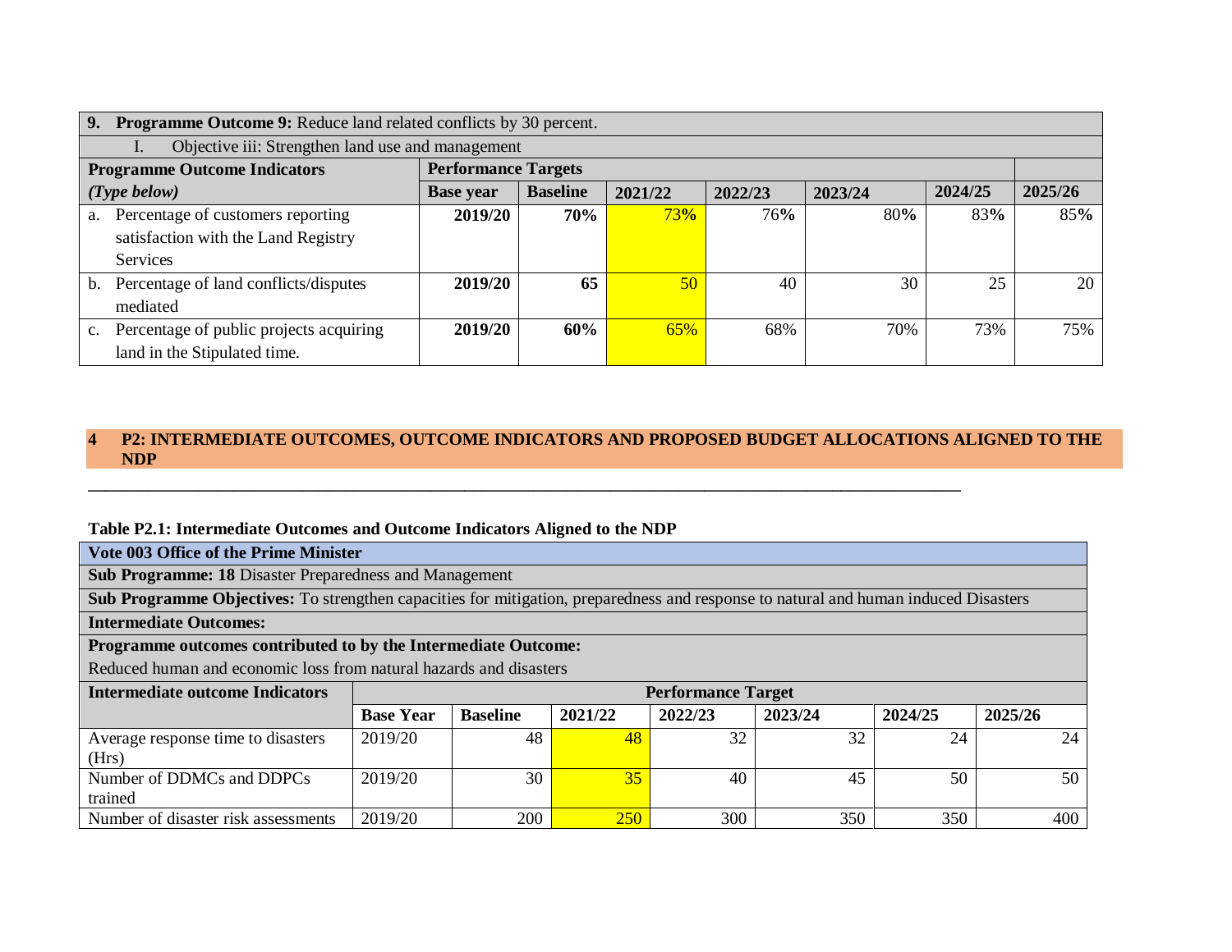| **9. Programme Outcome 9:** Reduce land related conflicts by 30 percent. | | | | | | | |
|---|---|---|---|---|---|---|---|
| I. Objective iii: Strengthen land use and management | | | | | | | |
| **Programme Outcome Indicators** | **Performance Targets** | | | | | | |
| ***(Type below)*** | **Base year** | **Baseline** | **2021/22** | **2022/23** | **2023/24** | **2024/25** | **2025/26** |
| a. Percentage of customers reporting satisfaction with the Land Registry Services | **2019/20** | **70%** | 73**%** | 76**%** | 80**%** | 83**%** | 85**%** |
| b. Percentage of land conflicts/disputes mediated | **2019/20** | **65** | 50 | 40 | 30 | 25 | 20 |
| c. Percentage of public projects acquiring land in the Stipulated time. | **2019/20** | **60%** | 65% | 68% | 70% | 73% | 75% |

## 4 P2: INTERMEDIATE OUTCOMES, OUTCOME INDICATORS AND PROPOSED BUDGET ALLOCATIONS ALIGNED TO THE NDP

**Table P2.1: Intermediate Outcomes and Outcome Indicators Aligned to the NDP**

| **Vote 003 Office of the Prime Minister** | | | | | | | |
|---|---|---|---|---|---|---|---|
| **Sub Programme: 18** Disaster Preparedness and Management | | | | | | | |
| **Sub Programme Objectives:** To strengthen capacities for mitigation, preparedness and response to natural and human induced Disasters | | | | | | | |
| **Intermediate Outcomes:** | | | | | | | |
| **Programme outcomes contributed to by the Intermediate Outcome:** Reduced human and economic loss from natural hazards and disasters | | | | | | | |
| **Intermediate outcome Indicators** | **Performance Target** | | | | | | |
| | **Base Year** | **Baseline** | **2021/22** | **2022/23** | **2023/24** | **2024/25** | **2025/26** |
| Average response time to disasters (Hrs) | 2019/20 | 48 | 48 | 32 | 32 | 24 | 24 |
| Number of DDMCs and DDPCs trained | 2019/20 | 30 | 35 | 40 | 45 | 50 | 50 |
| Number of disaster risk assessments | 2019/20 | 200 | 250 | 300 | 350 | 350 | 400 |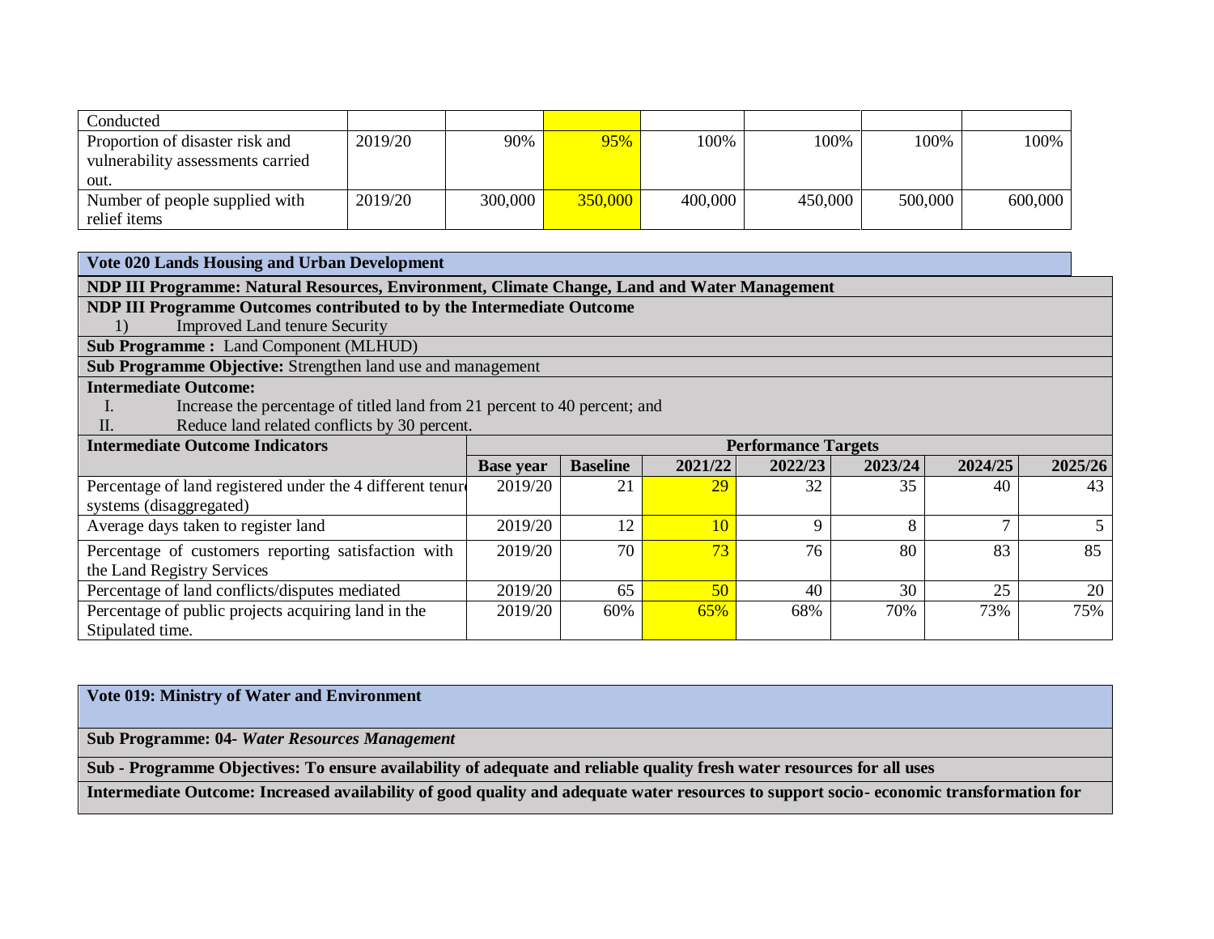| Conducted | | | | | | | |
|---|---|---|---|---|---|---|---|
| Proportion of disaster risk and vulnerability assessments carried out. | 2019/20 | 90% | 95% | 100% | 100% | 100% | 100% |
| Number of people supplied with relief items | 2019/20 | 300,000 | 350,000 | 400,000 | 450,000 | 500,000 | 600,000 |

**Vote 020 Lands Housing and Urban Development**

**NDP III Programme: Natural Resources, Environment, Climate Change, Land and Water Management**

**NDP III Programme Outcomes contributed to by the Intermediate Outcome**

1) Improved Land tenure Security

**Sub Programme :** Land Component (MLHUD)

**Sub Programme Objective:** Strengthen land use and management

**Intermediate Outcome:**

I. Increase the percentage of titled land from 21 percent to 40 percent; and
II. Reduce land related conflicts by 30 percent.

| Intermediate Outcome Indicators | Performance Targets | | | | | | |
|---|---|---|---|---|---|---|---|
| | Base year | Baseline | 2021/22 | 2022/23 | 2023/24 | 2024/25 | 2025/26 |
| Percentage of land registered under the 4 different tenure systems (disaggregated) | 2019/20 | 21 | 29 | 32 | 35 | 40 | 43 |
| Average days taken to register land | 2019/20 | 12 | 10 | 9 | 8 | 7 | 5 |
| Percentage of customers reporting satisfaction with the Land Registry Services | 2019/20 | 70 | 73 | 76 | 80 | 83 | 85 |
| Percentage of land conflicts/disputes mediated | 2019/20 | 65 | 50 | 40 | 30 | 25 | 20 |
| Percentage of public projects acquiring land in the Stipulated time. | 2019/20 | 60% | 65% | 68% | 70% | 73% | 75% |

**Vote 019: Ministry of Water and Environment**

**Sub Programme: 04-** ***Water Resources Management***

**Sub - Programme Objectives: To ensure availability of adequate and reliable quality fresh water resources for all uses**

**Intermediate Outcome: Increased availability of good quality and adequate water resources to support socio- economic transformation for**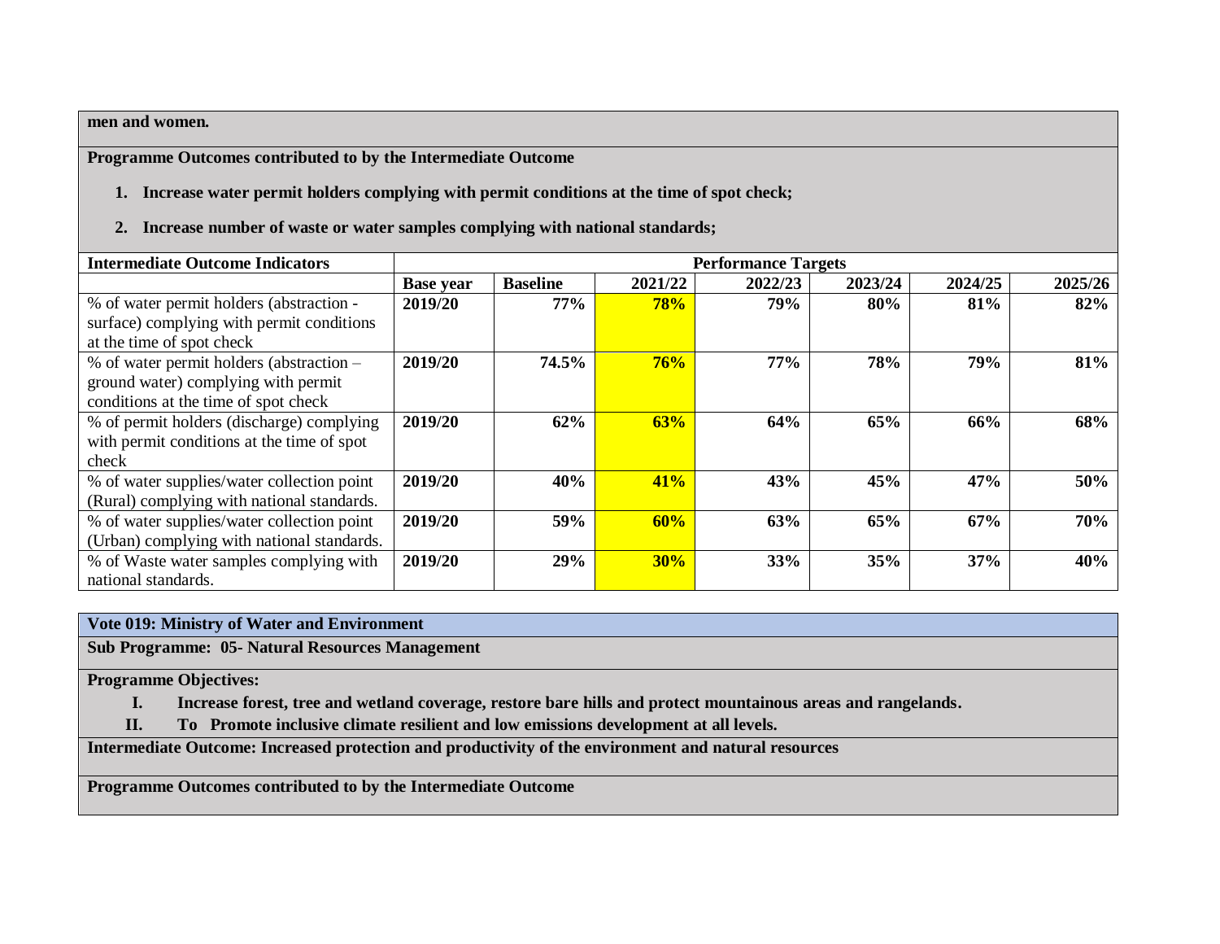**men and women.**

**Programme Outcomes contributed to by the Intermediate Outcome**

1. **Increase water permit holders complying with permit conditions at the time of spot check;**
2. **Increase number of waste or water samples complying with national standards;**

| Intermediate Outcome Indicators | Performance Targets | | | | | | |
|---|---|---|---|---|---|---|---|
| | **Base year** | **Baseline** | **2021/22** | **2022/23** | **2023/24** | **2024/25** | **2025/26** |
| % of water permit holders (abstraction - surface) complying with permit conditions at the time of spot check | **2019/20** | **77%** | **78%** | **79%** | **80%** | **81%** | **82%** |
| % of water permit holders (abstraction – ground water) complying with permit conditions at the time of spot check | **2019/20** | **74.5%** | **76%** | **77%** | **78%** | **79%** | **81%** |
| % of permit holders (discharge) complying with permit conditions at the time of spot check | **2019/20** | **62%** | **63%** | **64%** | **65%** | **66%** | **68%** |
| % of water supplies/water collection point (Rural) complying with national standards. | **2019/20** | **40%** | **41%** | **43%** | **45%** | **47%** | **50%** |
| % of water supplies/water collection point (Urban) complying with national standards. | **2019/20** | **59%** | **60%** | **63%** | **65%** | **67%** | **70%** |
| % of Waste water samples complying with national standards. | **2019/20** | **29%** | **30%** | **33%** | **35%** | **37%** | **40%** |

**Vote 019: Ministry of Water and Environment**

**Sub Programme: 05- Natural Resources Management**

**Programme Objectives:**

I. **Increase forest, tree and wetland coverage, restore bare hills and protect mountainous areas and rangelands.**
II. **To Promote inclusive climate resilient and low emissions development at all levels.**

**Intermediate Outcome: Increased protection and productivity of the environment and natural resources**

**Programme Outcomes contributed to by the Intermediate Outcome**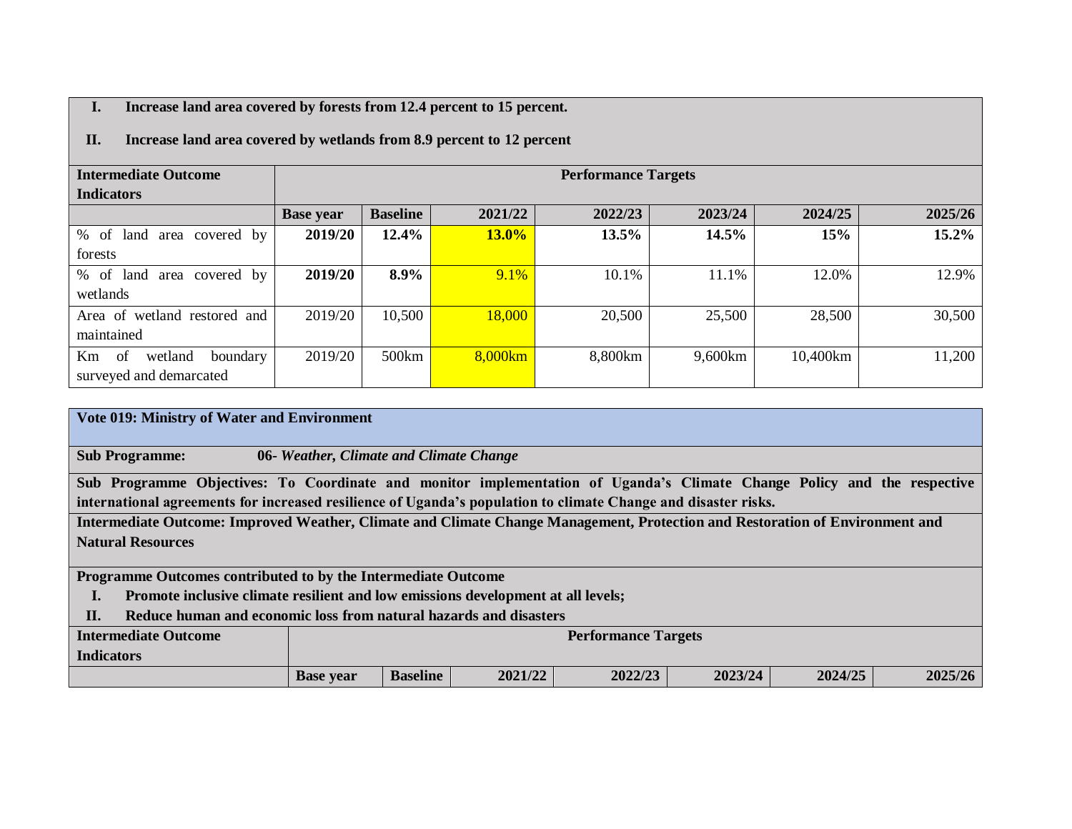**I. Increase land area covered by forests from 12.4 percent to 15 percent.**

**II. Increase land area covered by wetlands from 8.9 percent to 12 percent**

| **Intermediate Outcome Indicators** | **Performance Targets** | | | | | | |
|---|---|---|---|---|---|---|---|
| | **Base year** | **Baseline** | **2021/22** | **2022/23** | **2023/24** | **2024/25** | **2025/26** |
| % of land area covered by forests | **2019/20** | **12.4%** | **13.0%** | **13.5%** | **14.5%** | **15%** | **15.2%** |
| % of land area covered by wetlands | **2019/20** | **8.9%** | 9.1% | 10.1% | 11.1% | 12.0% | 12.9% |
| Area of wetland restored and maintained | 2019/20 | 10,500 | 18,000 | 20,500 | 25,500 | 28,500 | 30,500 |
| Km of wetland boundary surveyed and demarcated | 2019/20 | 500km | 8,000km | 8,800km | 9,600km | 10,400km | 11,200 |

**Vote 019: Ministry of Water and Environment**

**Sub Programme:** **06-** ***Weather, Climate and Climate Change***

**Sub Programme Objectives: To Coordinate and monitor implementation of Uganda's Climate Change Policy and the respective international agreements for increased resilience of Uganda's population to climate Change and disaster risks.**

**Intermediate Outcome: Improved Weather, Climate and Climate Change Management, Protection and Restoration of Environment and Natural Resources**

**Programme Outcomes contributed to by the Intermediate Outcome**

**I. Promote inclusive climate resilient and low emissions development at all levels;**

**II. Reduce human and economic loss from natural hazards and disasters**

| **Intermediate Outcome Indicators** | **Performance Targets** | | | | | | |
|---|---|---|---|---|---|---|---|
| | **Base year** | **Baseline** | **2021/22** | **2022/23** | **2023/24** | **2024/25** | **2025/26** |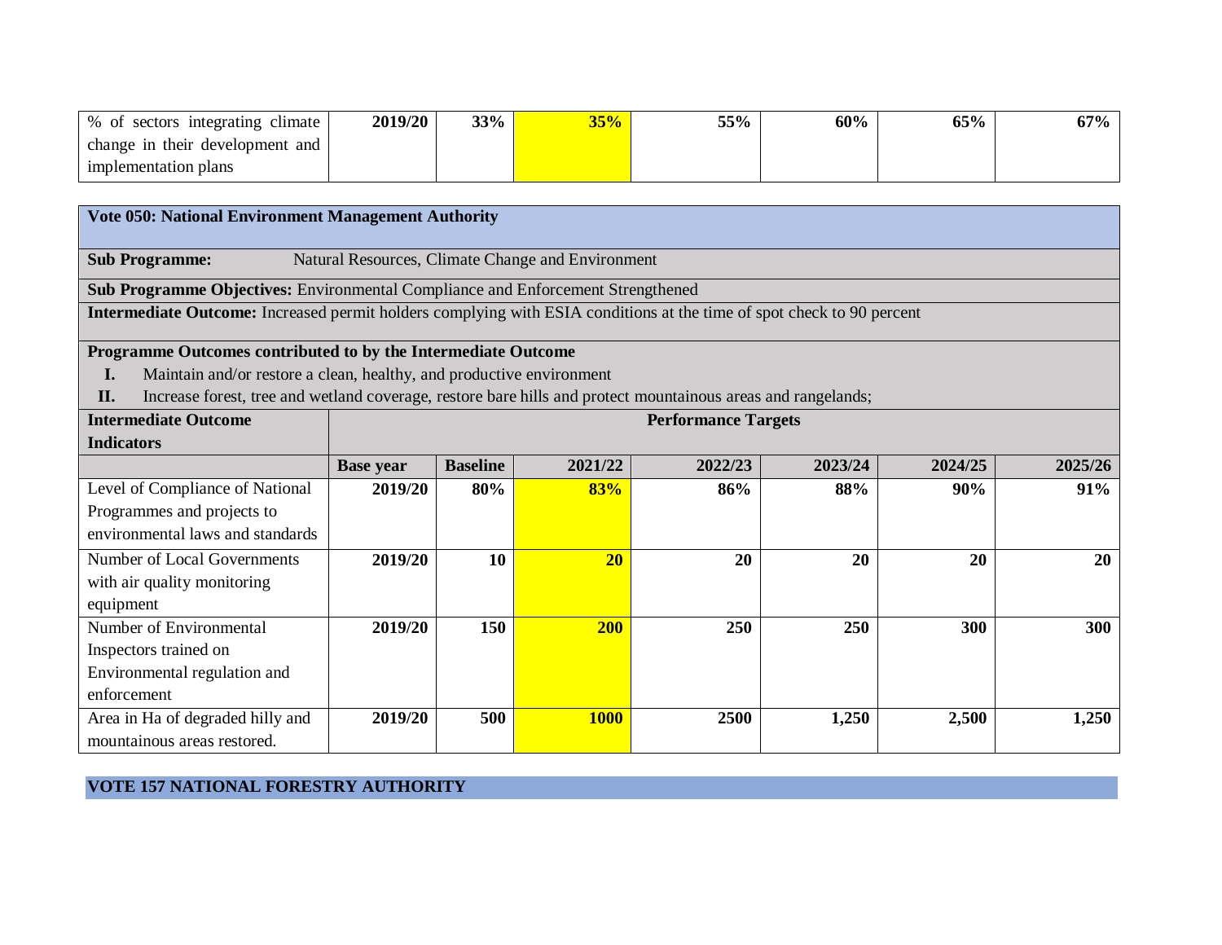| % of sectors integrating climate change in their development and implementation plans | 2019/20 | 33% | 35% | 55% | 60% | 65% | 67% |
|---|---|---|---|---|---|---|---|

**Vote 050: National Environment Management Authority**

**Sub Programme:** Natural Resources, Climate Change and Environment

**Sub Programme Objectives:** Environmental Compliance and Enforcement Strengthened

**Intermediate Outcome:** Increased permit holders complying with ESIA conditions at the time of spot check to 90 percent

**Programme Outcomes contributed to by the Intermediate Outcome**

I. Maintain and/or restore a clean, healthy, and productive environment
II. Increase forest, tree and wetland coverage, restore bare hills and protect mountainous areas and rangelands;

| Intermediate Outcome Indicators | Performance Targets | | | | | | |
|---|---|---|---|---|---|---|---|
| | Base year | Baseline | 2021/22 | 2022/23 | 2023/24 | 2024/25 | 2025/26 |
| Level of Compliance of National Programmes and projects to environmental laws and standards | 2019/20 | 80% | 83% | 86% | 88% | 90% | 91% |
| Number of Local Governments with air quality monitoring equipment | 2019/20 | 10 | 20 | 20 | 20 | 20 | 20 |
| Number of Environmental Inspectors trained on Environmental regulation and enforcement | 2019/20 | 150 | 200 | 250 | 250 | 300 | 300 |
| Area in Ha of degraded hilly and mountainous areas restored. | 2019/20 | 500 | 1000 | 2500 | 1,250 | 2,500 | 1,250 |

**VOTE 157 NATIONAL FORESTRY AUTHORITY**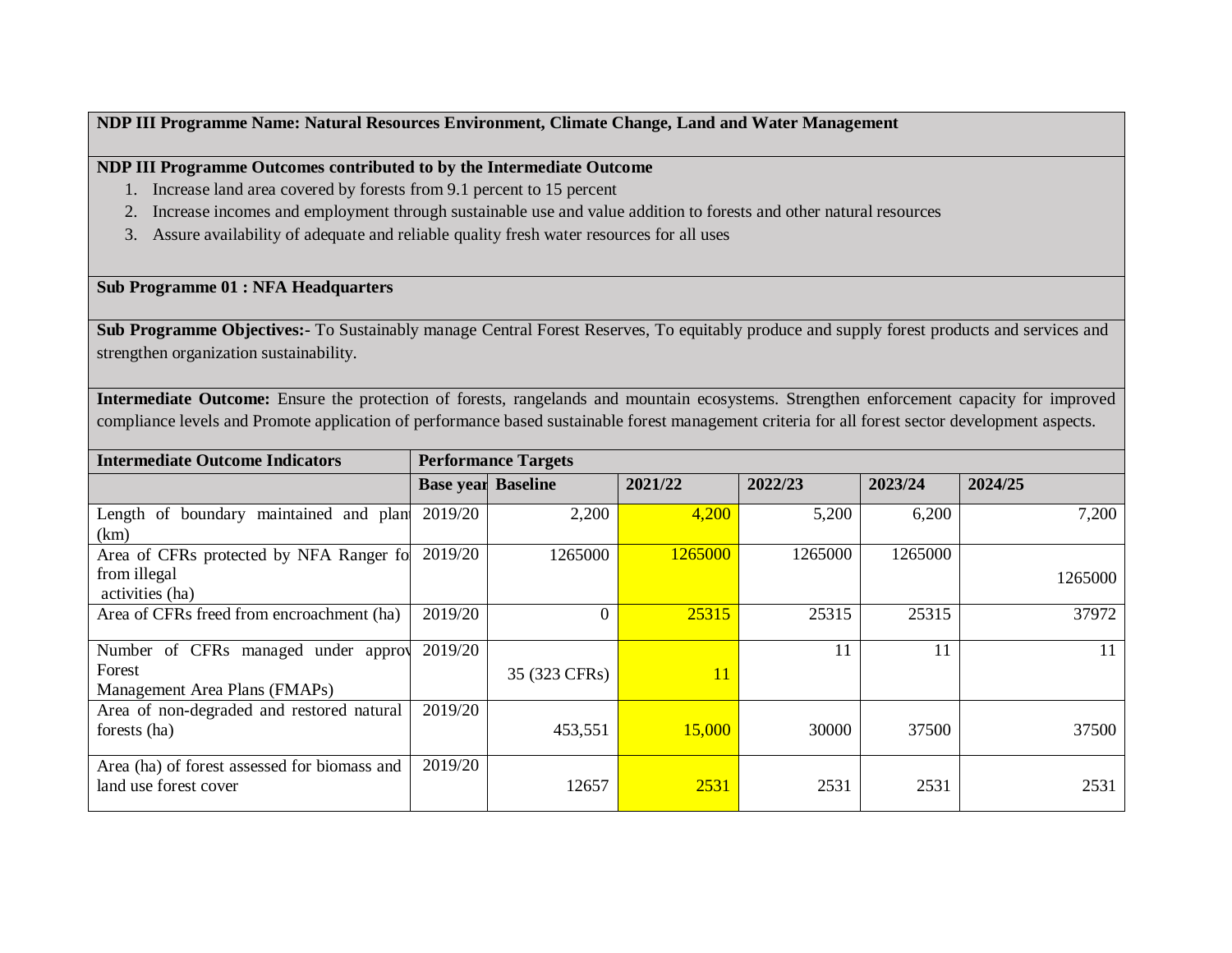**NDP III Programme Name: Natural Resources Environment, Climate Change, Land and Water Management**

**NDP III Programme Outcomes contributed to by the Intermediate Outcome**

1. Increase land area covered by forests from 9.1 percent to 15 percent
2. Increase incomes and employment through sustainable use and value addition to forests and other natural resources
3. Assure availability of adequate and reliable quality fresh water resources for all uses

**Sub Programme 01 : NFA Headquarters**

**Sub Programme Objectives:-** To Sustainably manage Central Forest Reserves, To equitably produce and supply forest products and services and strengthen organization sustainability.

**Intermediate Outcome:** Ensure the protection of forests, rangelands and mountain ecosystems. Strengthen enforcement capacity for improved compliance levels and Promote application of performance based sustainable forest management criteria for all forest sector development aspects.

| Intermediate Outcome Indicators | Performance Targets | | | | | |
|---|---|---|---|---|---|---|
| | Base year | Baseline | 2021/22 | 2022/23 | 2023/24 | 2024/25 |
| Length of boundary maintained and plan (km) | 2019/20 | 2,200 | 4,200 | 5,200 | 6,200 | 7,200 |
| Area of CFRs protected by NFA Ranger fo from illegal activities (ha) | 2019/20 | 1265000 | 1265000 | 1265000 | 1265000 | 1265000 |
| Area of CFRs freed from encroachment (ha) | 2019/20 | 0 | 25315 | 25315 | 25315 | 37972 |
| Number of CFRs managed under approv Forest Management Area Plans (FMAPs) | 2019/20 | 35 (323 CFRs) | 11 | 11 | 11 | 11 |
| Area of non-degraded and restored natural forests (ha) | 2019/20 | 453,551 | 15,000 | 30000 | 37500 | 37500 |
| Area (ha) of forest assessed for biomass and land use forest cover | 2019/20 | 12657 | 2531 | 2531 | 2531 | 2531 |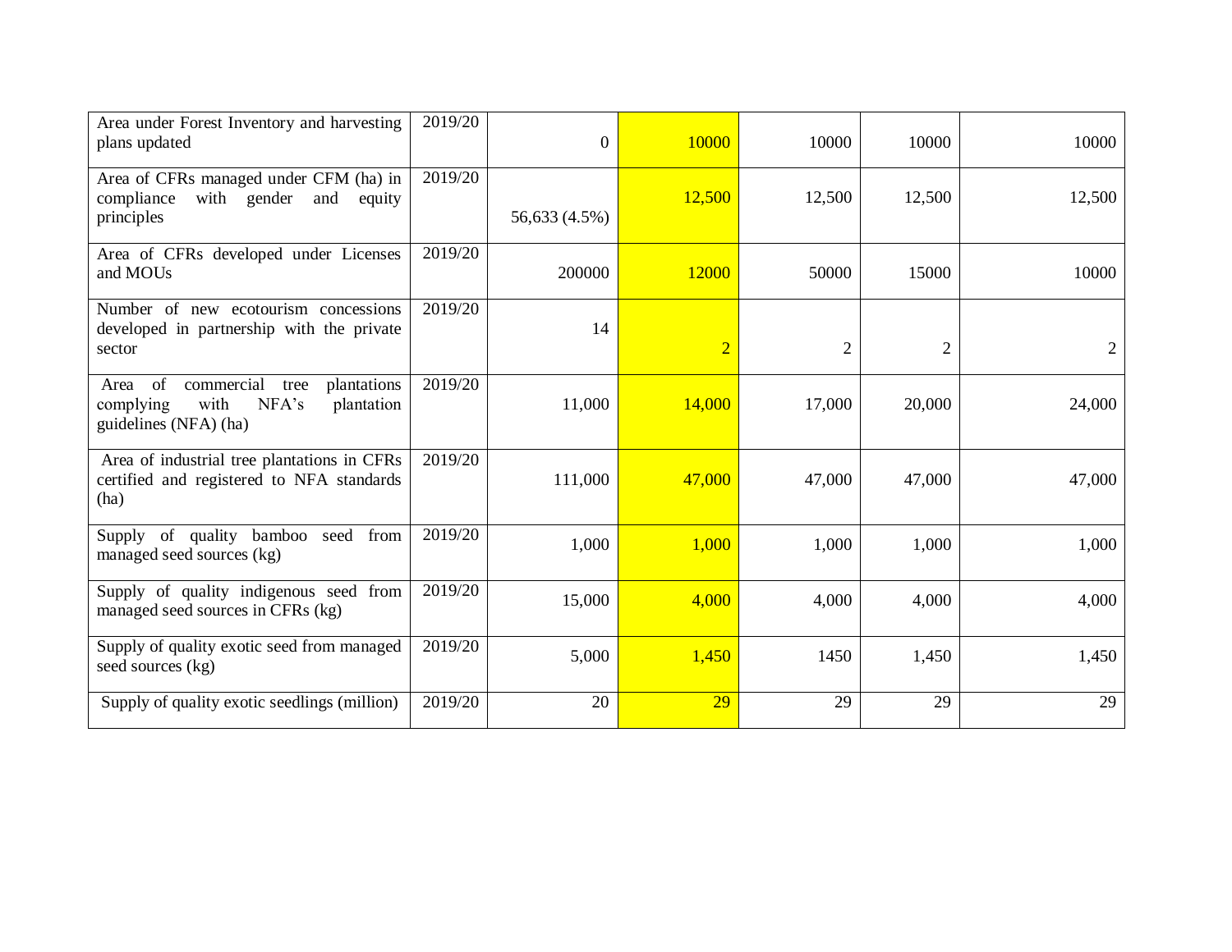| | | | | | | |
|---|---|---|---|---|---|---|
| Area under Forest Inventory and harvesting plans updated | 2019/20 | 0 | 10000 | 10000 | 10000 | 10000 |
| Area of CFRs managed under CFM (ha) in compliance with gender and equity principles | 2019/20 | 56,633 (4.5%) | 12,500 | 12,500 | 12,500 | 12,500 |
| Area of CFRs developed under Licenses and MOUs | 2019/20 | 200000 | 12000 | 50000 | 15000 | 10000 |
| Number of new ecotourism concessions developed in partnership with the private sector | 2019/20 | 14 | 2 | 2 | 2 | 2 |
| Area of commercial tree plantations complying with NFA's plantation guidelines (NFA) (ha) | 2019/20 | 11,000 | 14,000 | 17,000 | 20,000 | 24,000 |
| Area of industrial tree plantations in CFRs certified and registered to NFA standards (ha) | 2019/20 | 111,000 | 47,000 | 47,000 | 47,000 | 47,000 |
| Supply of quality bamboo seed from managed seed sources (kg) | 2019/20 | 1,000 | 1,000 | 1,000 | 1,000 | 1,000 |
| Supply of quality indigenous seed from managed seed sources in CFRs (kg) | 2019/20 | 15,000 | 4,000 | 4,000 | 4,000 | 4,000 |
| Supply of quality exotic seed from managed seed sources (kg) | 2019/20 | 5,000 | 1,450 | 1450 | 1,450 | 1,450 |
| Supply of quality exotic seedlings (million) | 2019/20 | 20 | 29 | 29 | 29 | 29 |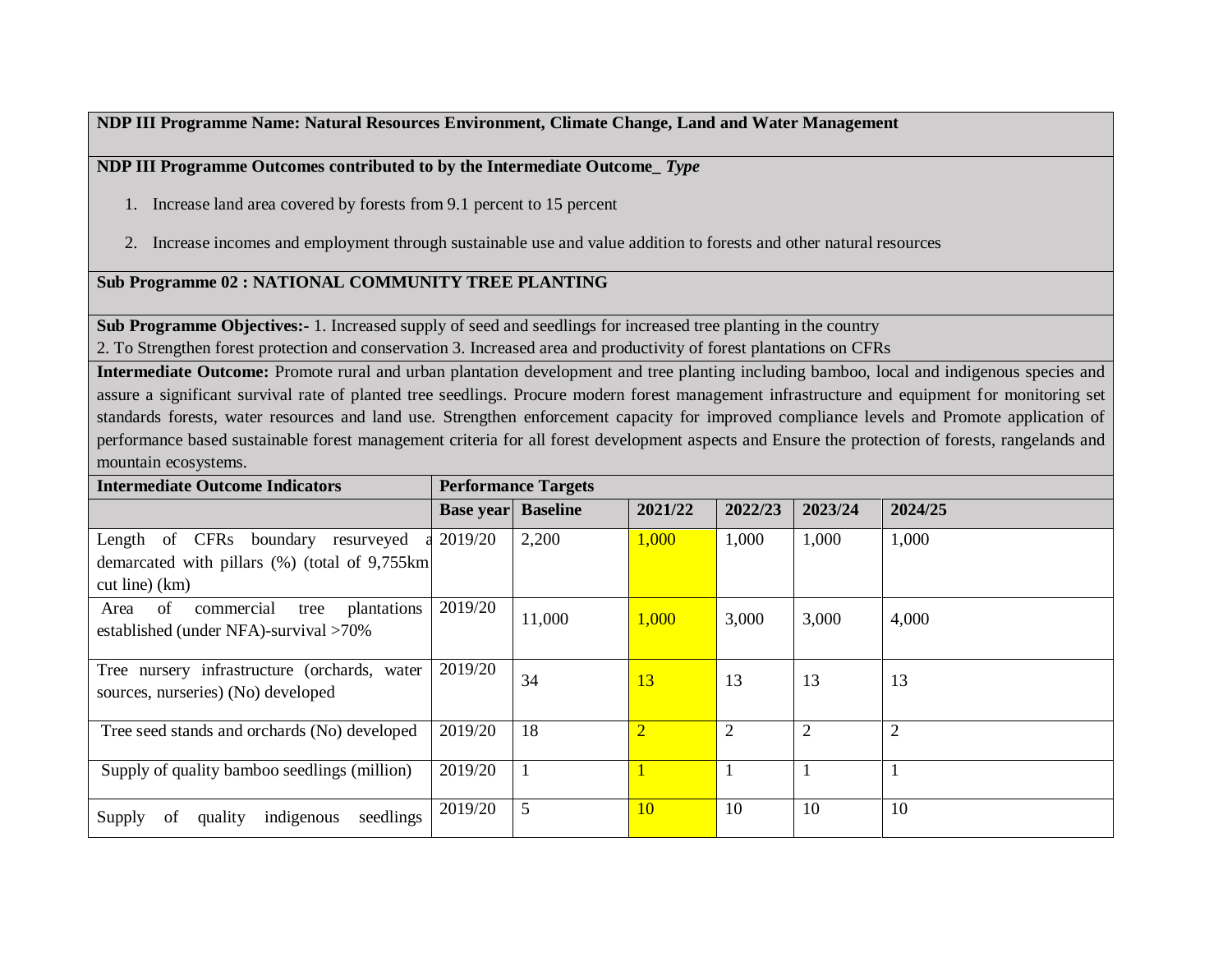**NDP III Programme Name: Natural Resources Environment, Climate Change, Land and Water Management**

**NDP III Programme Outcomes contributed to by the Intermediate Outcome_ *Type***

1. Increase land area covered by forests from 9.1 percent to 15 percent
2. Increase incomes and employment through sustainable use and value addition to forests and other natural resources

**Sub Programme 02 : NATIONAL COMMUNITY TREE PLANTING**

**Sub Programme Objectives:-** 1. Increased supply of seed and seedlings for increased tree planting in the country
2. To Strengthen forest protection and conservation 3. Increased area and productivity of forest plantations on CFRs

**Intermediate Outcome:** Promote rural and urban plantation development and tree planting including bamboo, local and indigenous species and assure a significant survival rate of planted tree seedlings. Procure modern forest management infrastructure and equipment for monitoring set standards forests, water resources and land use. Strengthen enforcement capacity for improved compliance levels and Promote application of performance based sustainable forest management criteria for all forest development aspects and Ensure the protection of forests, rangelands and mountain ecosystems.

| **Intermediate Outcome Indicators** | **Performance Targets** | | | | | |
|---|---|---|---|---|---|---|
| | **Base year** | **Baseline** | **2021/22** | **2022/23** | **2023/24** | **2024/25** |
| Length of CFRs boundary resurveyed a demarcated with pillars (%) (total of 9,755km cut line) (km) | 2019/20 | 2,200 | 1,000 | 1,000 | 1,000 | 1,000 |
| Area of commercial tree plantations established (under NFA)-survival >70% | 2019/20 | 11,000 | 1,000 | 3,000 | 3,000 | 4,000 |
| Tree nursery infrastructure (orchards, water sources, nurseries) (No) developed | 2019/20 | 34 | 13 | 13 | 13 | 13 |
| Tree seed stands and orchards (No) developed | 2019/20 | 18 | 2 | 2 | 2 | 2 |
| Supply of quality bamboo seedlings (million) | 2019/20 | 1 | 1 | 1 | 1 | 1 |
| Supply of quality indigenous seedlings | 2019/20 | 5 | 10 | 10 | 10 | 10 |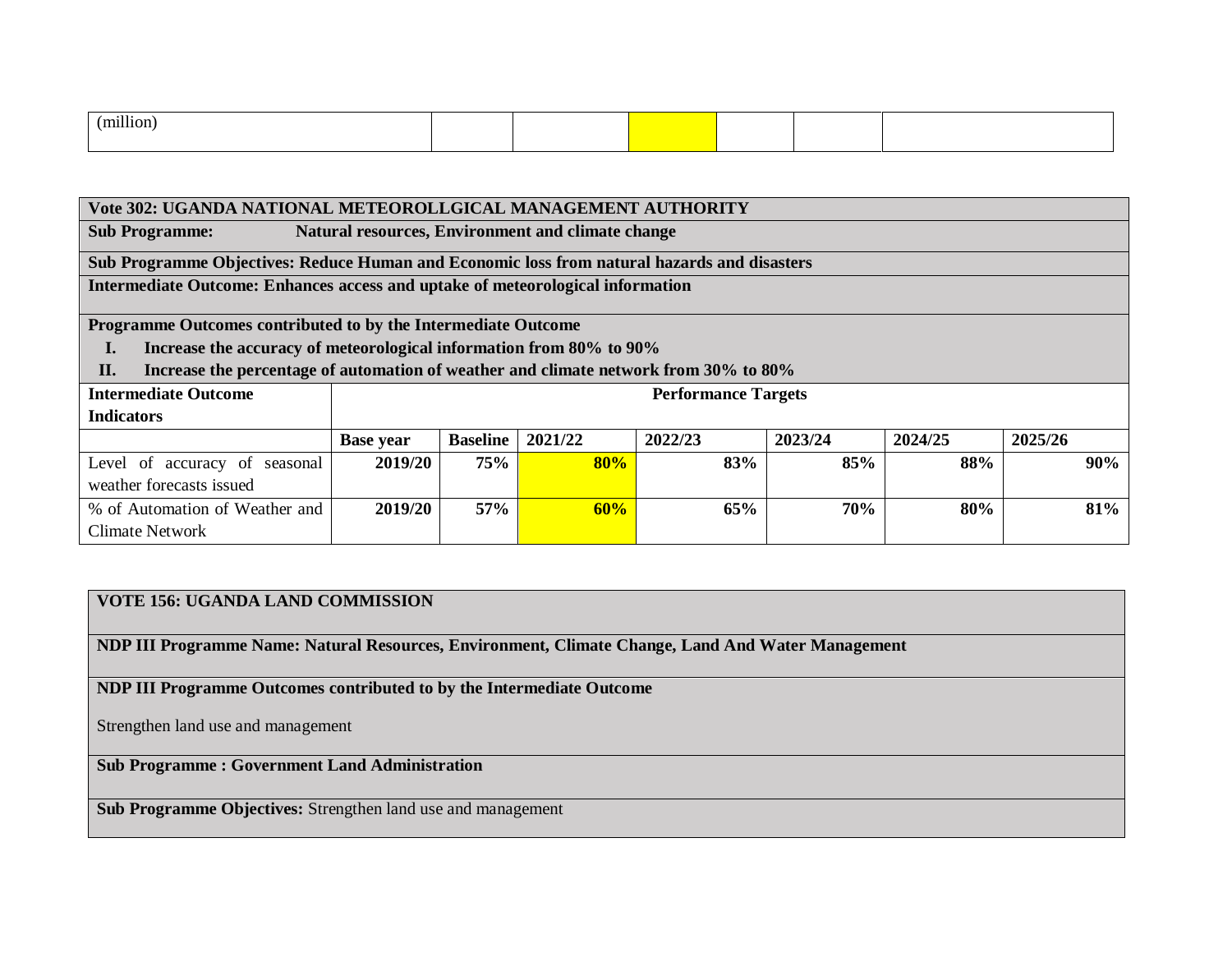| (million) | | | | | | |
|---|---|---|---|---|---|---|

| **Vote 302: UGANDA NATIONAL METEOROLLGICAL MANAGEMENT AUTHORITY** | | | | | | | |
|---|---|---|---|---|---|---|---|
| **Sub Programme: Natural resources, Environment and climate change** | | | | | | | |
| **Sub Programme Objectives: Reduce Human and Economic loss from natural hazards and disasters** | | | | | | | |
| **Intermediate Outcome: Enhances access and uptake of meteorological information** | | | | | | | |
| **Programme Outcomes contributed to by the Intermediate Outcome**<br>**I. Increase the accuracy of meteorological information from 80% to 90%**<br>**II. Increase the percentage of automation of weather and climate network from 30% to 80%** | | | | | | | |
| **Intermediate Outcome Indicators** | **Performance Targets** | | | | | | |
| | **Base year** | **Baseline** | **2021/22** | **2022/23** | **2023/24** | **2024/25** | **2025/26** |
| Level of accuracy of seasonal weather forecasts issued | **2019/20** | **75%** | **80%** | **83%** | **85%** | **88%** | **90%** |
| % of Automation of Weather and Climate Network | **2019/20** | **57%** | **60%** | **65%** | **70%** | **80%** | **81%** |

| **VOTE 156: UGANDA LAND COMMISSION** |
|---|
| **NDP III Programme Name: Natural Resources, Environment, Climate Change, Land And Water Management** |
| **NDP III Programme Outcomes contributed to by the Intermediate Outcome**<br><br>Strengthen land use and management |
| **Sub Programme : Government Land Administration** |
| **Sub Programme Objectives:** Strengthen land use and management |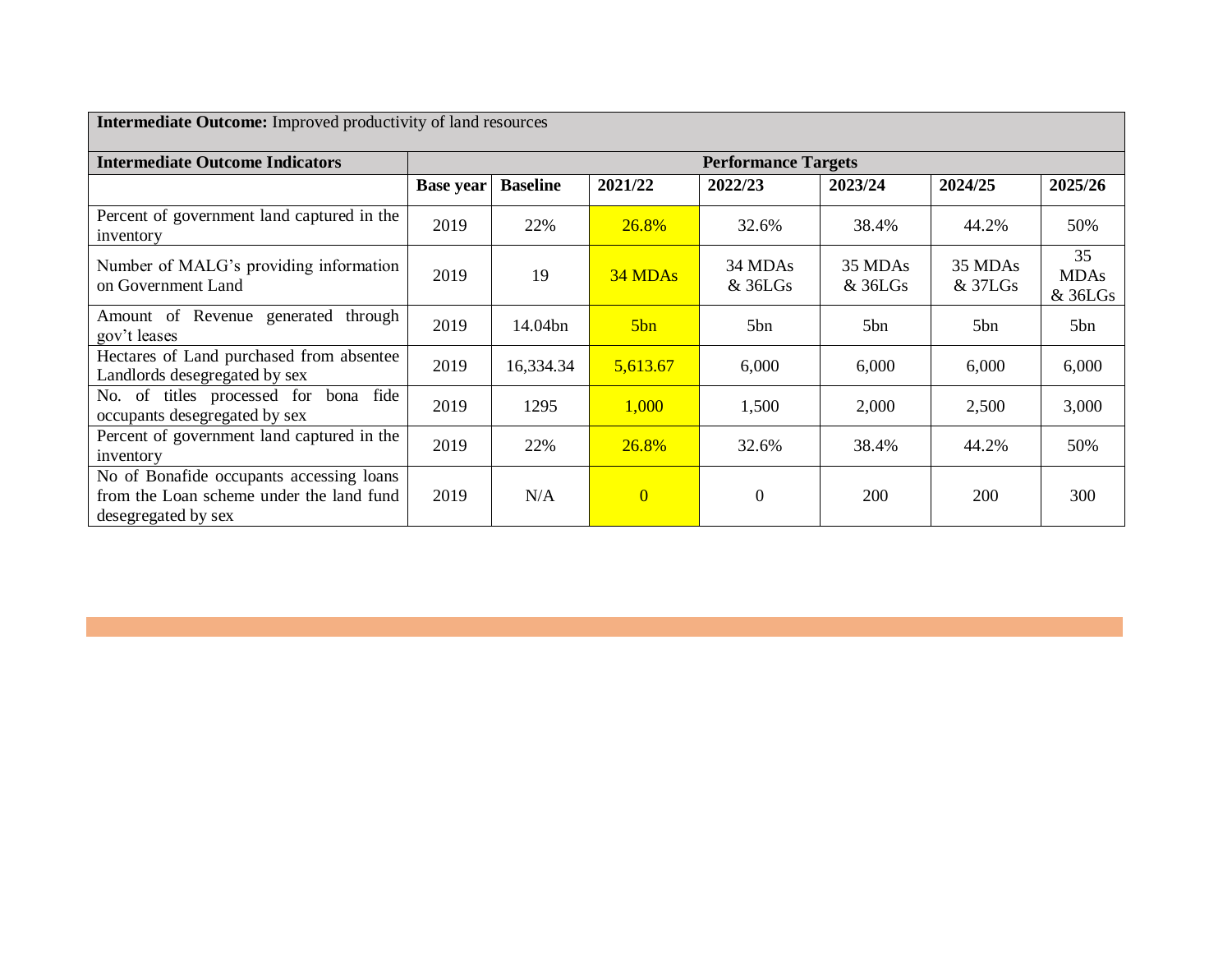| **Intermediate Outcome:** Improved productivity of land resources | | | | | | | |
|---|---|---|---|---|---|---|---|
| **Intermediate Outcome Indicators** | **Performance Targets** | | | | | | |
| | **Base year** | **Baseline** | **2021/22** | **2022/23** | **2023/24** | **2024/25** | **2025/26** |
| Percent of government land captured in the inventory | 2019 | 22% | 26.8% | 32.6% | 38.4% | 44.2% | 50% |
| Number of MALG's providing information on Government Land | 2019 | 19 | 34 MDAs | 34 MDAs & 36LGs | 35 MDAs & 36LGs | 35 MDAs & 37LGs | 35 MDAs & 36LGs |
| Amount of Revenue generated through gov't leases | 2019 | 14.04bn | 5bn | 5bn | 5bn | 5bn | 5bn |
| Hectares of Land purchased from absentee Landlords desegregated by sex | 2019 | 16,334.34 | 5,613.67 | 6,000 | 6,000 | 6,000 | 6,000 |
| No. of titles processed for bona fide occupants desegregated by sex | 2019 | 1295 | 1,000 | 1,500 | 2,000 | 2,500 | 3,000 |
| Percent of government land captured in the inventory | 2019 | 22% | 26.8% | 32.6% | 38.4% | 44.2% | 50% |
| No of Bonafide occupants accessing loans from the Loan scheme under the land fund desegregated by sex | 2019 | N/A | 0 | 0 | 200 | 200 | 300 |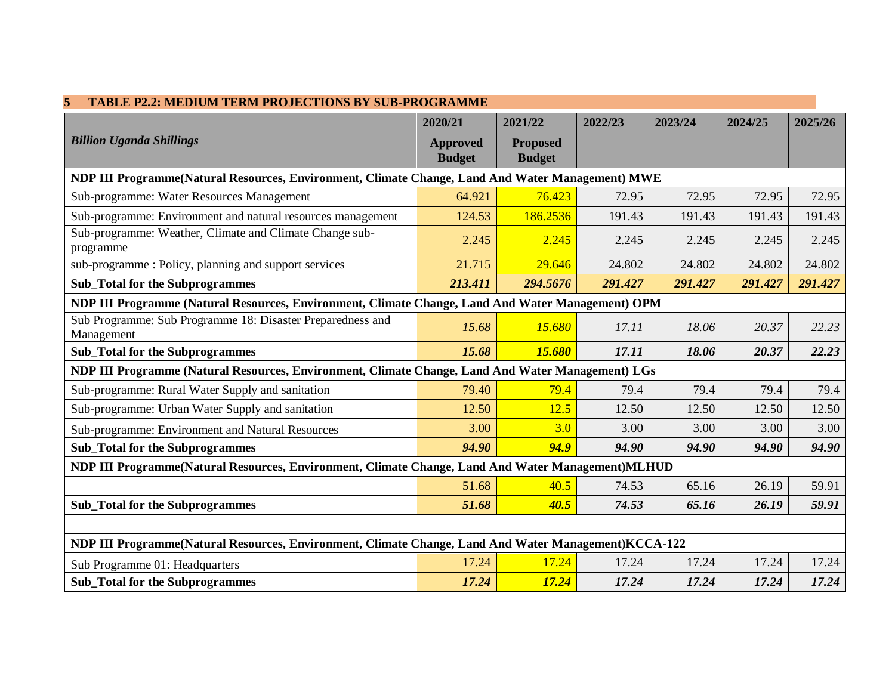## 5 TABLE P2.2: MEDIUM TERM PROJECTIONS BY SUB-PROGRAMME

| *Billion Uganda Shillings* | 2020/21 | 2021/22 | 2022/23 | 2023/24 | 2024/25 | 2025/26 |
|---|---|---|---|---|---|---|
| | **Approved Budget** | **Proposed Budget** | | | | |
| **NDP III Programme(Natural Resources, Environment, Climate Change, Land And Water Management) MWE** | | | | | | |
| Sub-programme: Water Resources Management | 64.921 | 76.423 | 72.95 | 72.95 | 72.95 | 72.95 |
| Sub-programme: Environment and natural resources management | 124.53 | 186.2536 | 191.43 | 191.43 | 191.43 | 191.43 |
| Sub-programme: Weather, Climate and Climate Change sub-programme | 2.245 | 2.245 | 2.245 | 2.245 | 2.245 | 2.245 |
| sub-programme : Policy, planning and support services | 21.715 | 29.646 | 24.802 | 24.802 | 24.802 | 24.802 |
| **Sub_Total for the Subprogrammes** | ***213.411*** | ***294.5676*** | ***291.427*** | ***291.427*** | ***291.427*** | ***291.427*** |
| **NDP III Programme (Natural Resources, Environment, Climate Change, Land And Water Management) OPM** | | | | | | |
| Sub Programme: Sub Programme 18: Disaster Preparedness and Management | *15.68* | *15.680* | *17.11* | *18.06* | *20.37* | *22.23* |
| **Sub_Total for the Subprogrammes** | ***15.68*** | ***15.680*** | ***17.11*** | ***18.06*** | ***20.37*** | ***22.23*** |
| **NDP III Programme (Natural Resources, Environment, Climate Change, Land And Water Management) LGs** | | | | | | |
| Sub-programme: Rural Water Supply and sanitation | 79.40 | 79.4 | 79.4 | 79.4 | 79.4 | 79.4 |
| Sub-programme: Urban Water Supply and sanitation | 12.50 | 12.5 | 12.50 | 12.50 | 12.50 | 12.50 |
| Sub-programme: Environment and Natural Resources | 3.00 | 3.0 | 3.00 | 3.00 | 3.00 | 3.00 |
| **Sub_Total for the Subprogrammes** | ***94.90*** | ***94.9*** | ***94.90*** | ***94.90*** | ***94.90*** | ***94.90*** |
| **NDP III Programme(Natural Resources, Environment, Climate Change, Land And Water Management)MLHUD** | | | | | | |
| | 51.68 | 40.5 | 74.53 | 65.16 | 26.19 | 59.91 |
| **Sub_Total for the Subprogrammes** | ***51.68*** | ***40.5*** | ***74.53*** | ***65.16*** | ***26.19*** | ***59.91*** |
| | | | | | | |
| **NDP III Programme(Natural Resources, Environment, Climate Change, Land And Water Management)KCCA-122** | | | | | | |
| Sub Programme 01: Headquarters | 17.24 | 17.24 | 17.24 | 17.24 | 17.24 | 17.24 |
| **Sub_Total for the Subprogrammes** | ***17.24*** | ***17.24*** | ***17.24*** | ***17.24*** | ***17.24*** | ***17.24*** |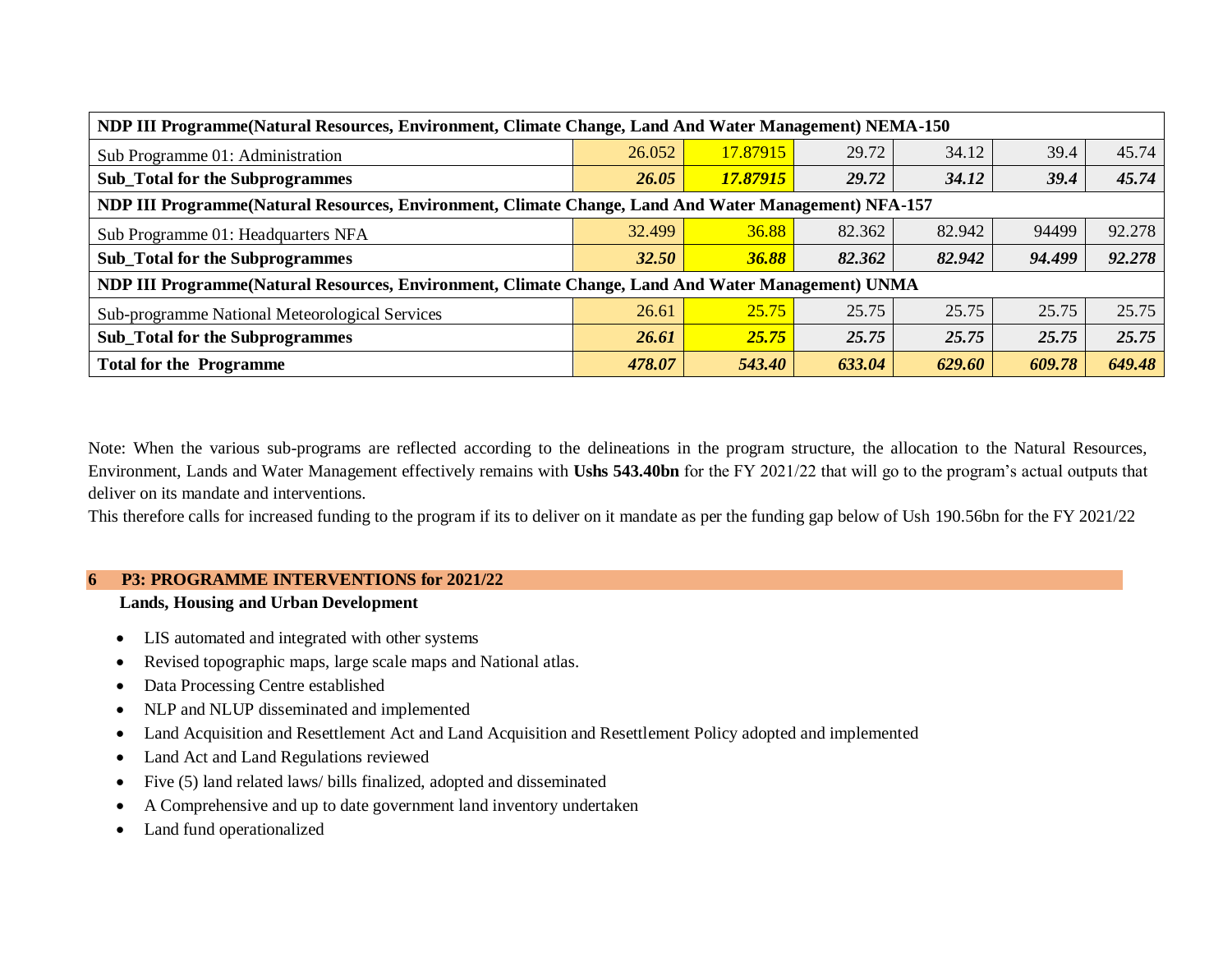| NDP III Programme(Natural Resources, Environment, Climate Change, Land And Water Management) NEMA-150 | | | | | | |
|---|---|---|---|---|---|---|
| Sub Programme 01: Administration | 26.052 | 17.87915 | 29.72 | 34.12 | 39.4 | 45.74 |
| **Sub_Total for the Subprogrammes** | ***26.05*** | ***17.87915*** | ***29.72*** | ***34.12*** | ***39.4*** | ***45.74*** |
| **NDP III Programme(Natural Resources, Environment, Climate Change, Land And Water Management) NFA-157** | | | | | | |
| Sub Programme 01: Headquarters NFA | 32.499 | 36.88 | 82.362 | 82.942 | 94499 | 92.278 |
| **Sub_Total for the Subprogrammes** | ***32.50*** | ***36.88*** | ***82.362*** | ***82.942*** | ***94.499*** | ***92.278*** |
| **NDP III Programme(Natural Resources, Environment, Climate Change, Land And Water Management) UNMA** | | | | | | |
| Sub-programme National Meteorological Services | 26.61 | 25.75 | 25.75 | 25.75 | 25.75 | 25.75 |
| **Sub_Total for the Subprogrammes** | ***26.61*** | ***25.75*** | ***25.75*** | ***25.75*** | ***25.75*** | ***25.75*** |
| **Total for the Programme** | ***478.07*** | ***543.40*** | ***633.04*** | ***629.60*** | ***609.78*** | ***649.48*** |

Note: When the various sub-programs are reflected according to the delineations in the program structure, the allocation to the Natural Resources, Environment, Lands and Water Management effectively remains with **Ushs 543.40bn** for the FY 2021/22 that will go to the program's actual outputs that deliver on its mandate and interventions.

This therefore calls for increased funding to the program if its to deliver on it mandate as per the funding gap below of Ush 190.56bn for the FY 2021/22

## 6 P3: PROGRAMME INTERVENTIONS for 2021/22

**Lands, Housing and Urban Development**

- LIS automated and integrated with other systems
- Revised topographic maps, large scale maps and National atlas.
- Data Processing Centre established
- NLP and NLUP disseminated and implemented
- Land Acquisition and Resettlement Act and Land Acquisition and Resettlement Policy adopted and implemented
- Land Act and Land Regulations reviewed
- Five (5) land related laws/ bills finalized, adopted and disseminated
- A Comprehensive and up to date government land inventory undertaken
- Land fund operationalized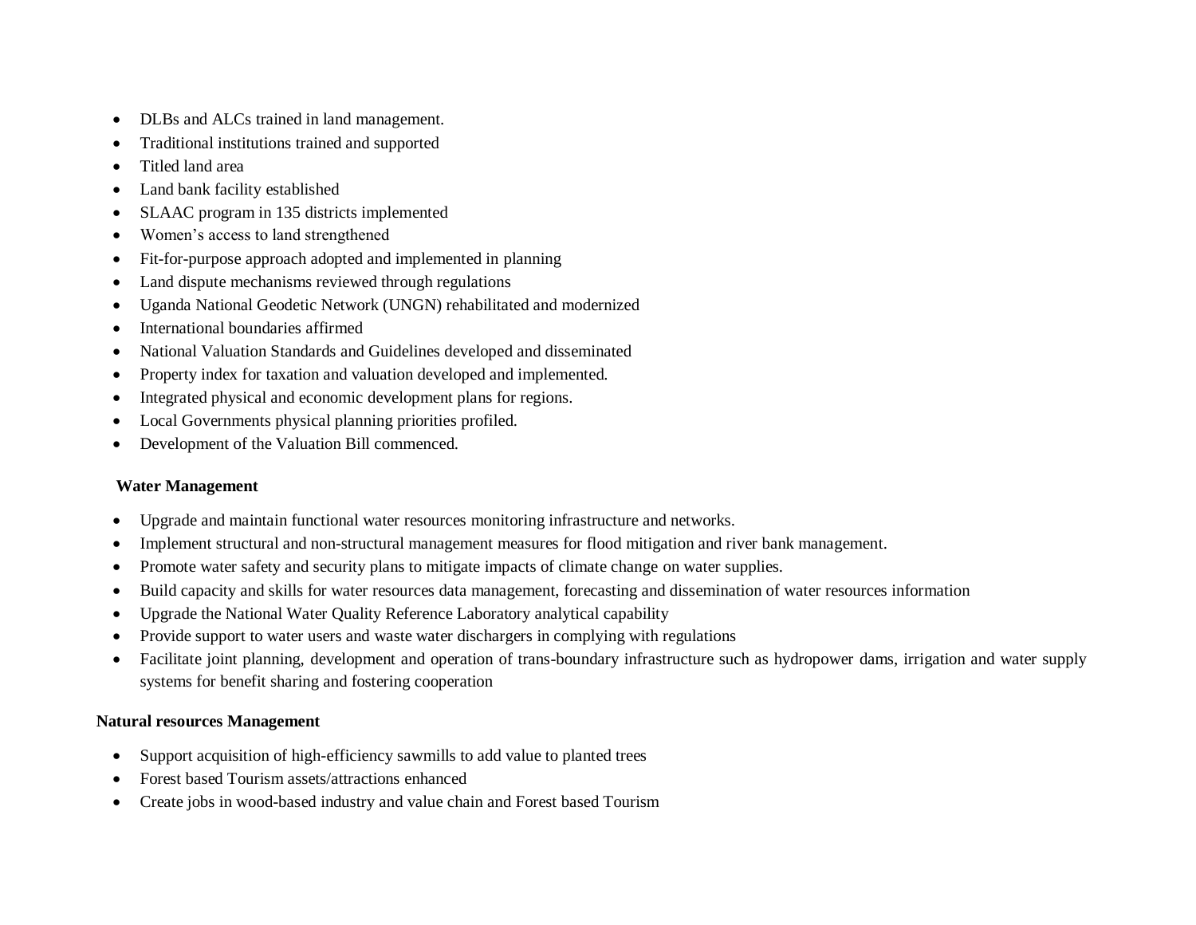- DLBs and ALCs trained in land management.
- Traditional institutions trained and supported
- Titled land area
- Land bank facility established
- SLAAC program in 135 districts implemented
- Women's access to land strengthened
- Fit-for-purpose approach adopted and implemented in planning
- Land dispute mechanisms reviewed through regulations
- Uganda National Geodetic Network (UNGN) rehabilitated and modernized
- International boundaries affirmed
- National Valuation Standards and Guidelines developed and disseminated
- Property index for taxation and valuation developed and implemented.
- Integrated physical and economic development plans for regions.
- Local Governments physical planning priorities profiled.
- Development of the Valuation Bill commenced.

**Water Management**

- Upgrade and maintain functional water resources monitoring infrastructure and networks.
- Implement structural and non-structural management measures for flood mitigation and river bank management.
- Promote water safety and security plans to mitigate impacts of climate change on water supplies.
- Build capacity and skills for water resources data management, forecasting and dissemination of water resources information
- Upgrade the National Water Quality Reference Laboratory analytical capability
- Provide support to water users and waste water dischargers in complying with regulations
- Facilitate joint planning, development and operation of trans-boundary infrastructure such as hydropower dams, irrigation and water supply systems for benefit sharing and fostering cooperation

**Natural resources Management**

- Support acquisition of high-efficiency sawmills to add value to planted trees
- Forest based Tourism assets/attractions enhanced
- Create jobs in wood-based industry and value chain and Forest based Tourism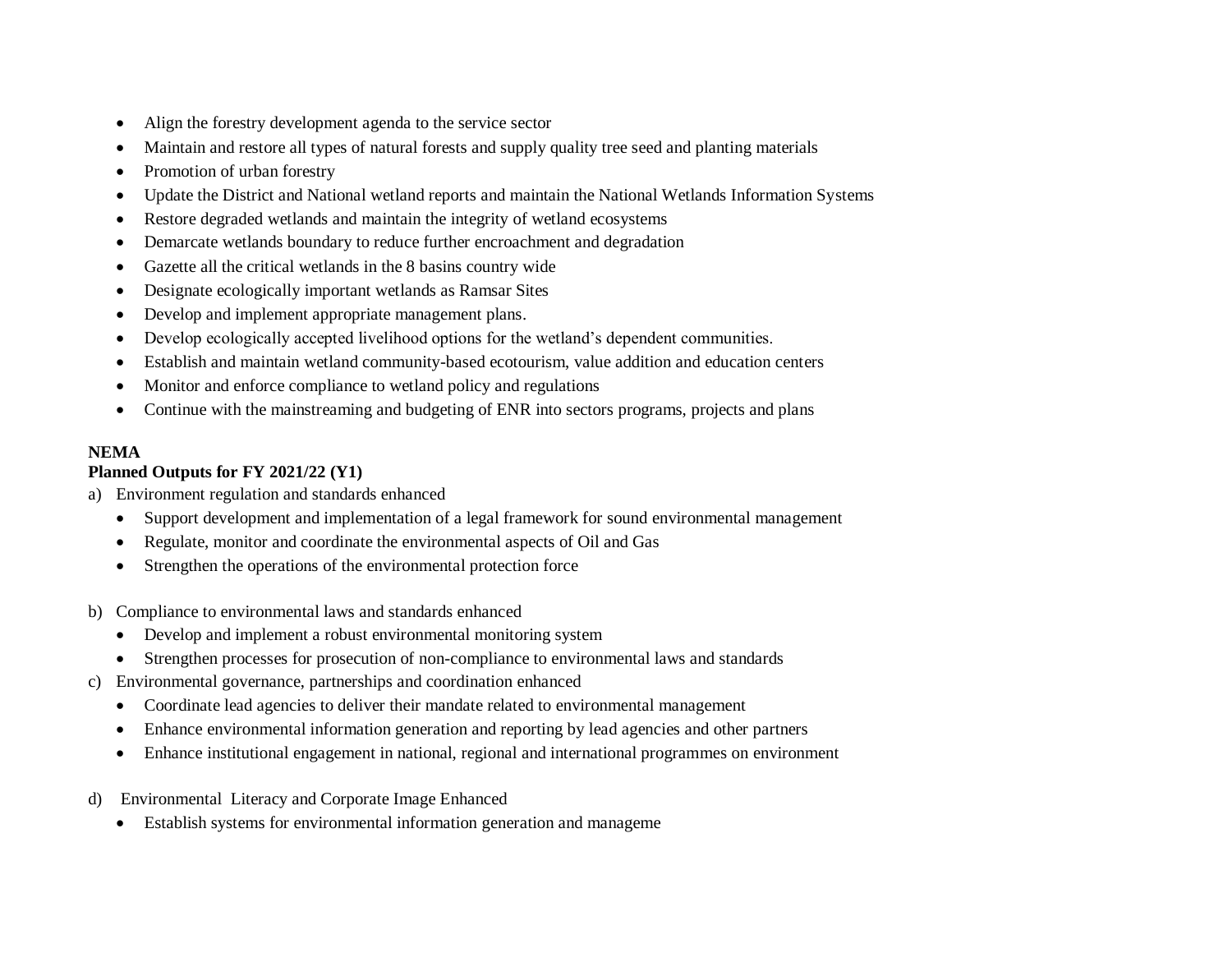- Align the forestry development agenda to the service sector
- Maintain and restore all types of natural forests and supply quality tree seed and planting materials
- Promotion of urban forestry
- Update the District and National wetland reports and maintain the National Wetlands Information Systems
- Restore degraded wetlands and maintain the integrity of wetland ecosystems
- Demarcate wetlands boundary to reduce further encroachment and degradation
- Gazette all the critical wetlands in the 8 basins country wide
- Designate ecologically important wetlands as Ramsar Sites
- Develop and implement appropriate management plans.
- Develop ecologically accepted livelihood options for the wetland's dependent communities.
- Establish and maintain wetland community-based ecotourism, value addition and education centers
- Monitor and enforce compliance to wetland policy and regulations
- Continue with the mainstreaming and budgeting of ENR into sectors programs, projects and plans

**NEMA**
**Planned Outputs for FY 2021/22 (Y1)**

a) Environment regulation and standards enhanced
   - Support development and implementation of a legal framework for sound environmental management
   - Regulate, monitor and coordinate the environmental aspects of Oil and Gas
   - Strengthen the operations of the environmental protection force

b) Compliance to environmental laws and standards enhanced
   - Develop and implement a robust environmental monitoring system
   - Strengthen processes for prosecution of non-compliance to environmental laws and standards

c) Environmental governance, partnerships and coordination enhanced
   - Coordinate lead agencies to deliver their mandate related to environmental management
   - Enhance environmental information generation and reporting by lead agencies and other partners
   - Enhance institutional engagement in national, regional and international programmes on environment

d) Environmental Literacy and Corporate Image Enhanced
   - Establish systems for environmental information generation and manageme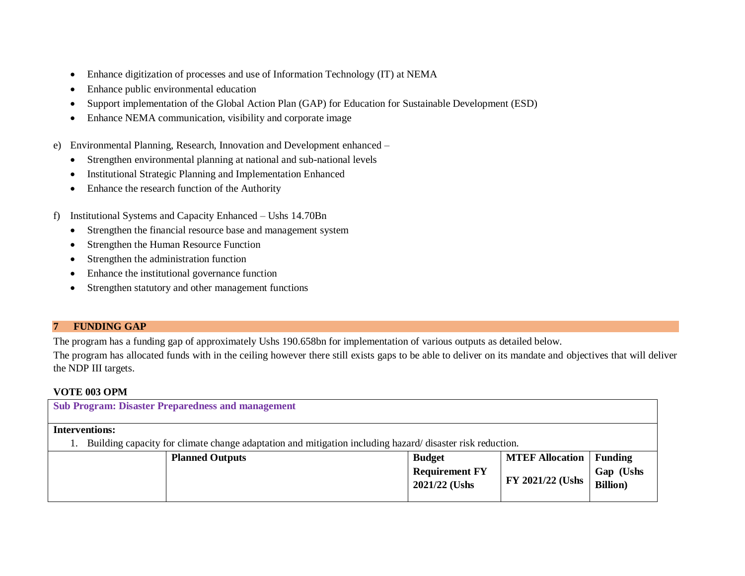- Enhance digitization of processes and use of Information Technology (IT) at NEMA
- Enhance public environmental education
- Support implementation of the Global Action Plan (GAP) for Education for Sustainable Development (ESD)
- Enhance NEMA communication, visibility and corporate image

e) Environmental Planning, Research, Innovation and Development enhanced –

- Strengthen environmental planning at national and sub-national levels
- Institutional Strategic Planning and Implementation Enhanced
- Enhance the research function of the Authority

f) Institutional Systems and Capacity Enhanced – Ushs 14.70Bn

- Strengthen the financial resource base and management system
- Strengthen the Human Resource Function
- Strengthen the administration function
- Enhance the institutional governance function
- Strengthen statutory and other management functions

## 7 FUNDING GAP

The program has a funding gap of approximately Ushs 190.658bn for implementation of various outputs as detailed below.

The program has allocated funds with in the ceiling however there still exists gaps to be able to deliver on its mandate and objectives that will deliver the NDP III targets.

**VOTE 003 OPM**

| **Sub Program: Disaster Preparedness and management** | | | | |
|---|---|---|---|---|
| **Interventions:** 1. Building capacity for climate change adaptation and mitigation including hazard/ disaster risk reduction. | | | | |
| | **Planned Outputs** | **Budget Requirement FY 2021/22 (Ushs** | **MTEF Allocation FY 2021/22 (Ushs** | **Funding Gap (Ushs Billion)** |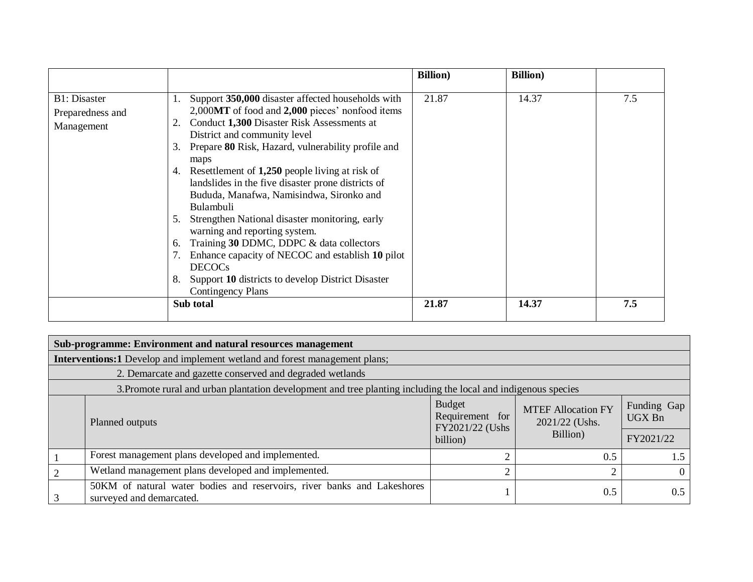| | | Billion) | Billion) | |
|---|---|---|---|---|
| B1: Disaster Preparedness and Management | 1. Support **350,000** disaster affected households with 2,000**MT** of food and **2,000** pieces' nonfood items<br>2. Conduct **1,300** Disaster Risk Assessments at District and community level<br>3. Prepare **80** Risk, Hazard, vulnerability profile and maps<br>4. Resettlement of **1,250** people living at risk of landslides in the five disaster prone districts of Bududa, Manafwa, Namisindwa, Sironko and Bulambuli<br>5. Strengthen National disaster monitoring, early warning and reporting system.<br>6. Training **30** DDMC, DDPC & data collectors<br>7. Enhance capacity of NECOC and establish **10** pilot DECOCs<br>8. Support **10** districts to develop District Disaster Contingency Plans | 21.87 | 14.37 | 7.5 |
| | **Sub total** | **21.87** | **14.37** | **7.5** |

| **Sub-programme: Environment and natural resources management** | | | | |
|---|---|---|---|---|
| **Interventions:1** Develop and implement wetland and forest management plans; | | | | |
| 2. Demarcate and gazette conserved and degraded wetlands | | | | |
| 3.Promote rural and urban plantation development and tree planting including the local and indigenous species | | | | |
| | Planned outputs | Budget Requirement for FY2021/22 (Ushs billion) | MTEF Allocation FY 2021/22 (Ushs. Billion) | Funding Gap UGX Bn |
| | | | | FY2021/22 |
| 1 | Forest management plans developed and implemented. | 2 | 0.5 | 1.5 |
| 2 | Wetland management plans developed and implemented. | 2 | 2 | 0 |
| 3 | 50KM of natural water bodies and reservoirs, river banks and Lakeshores surveyed and demarcated. | 1 | 0.5 | 0.5 |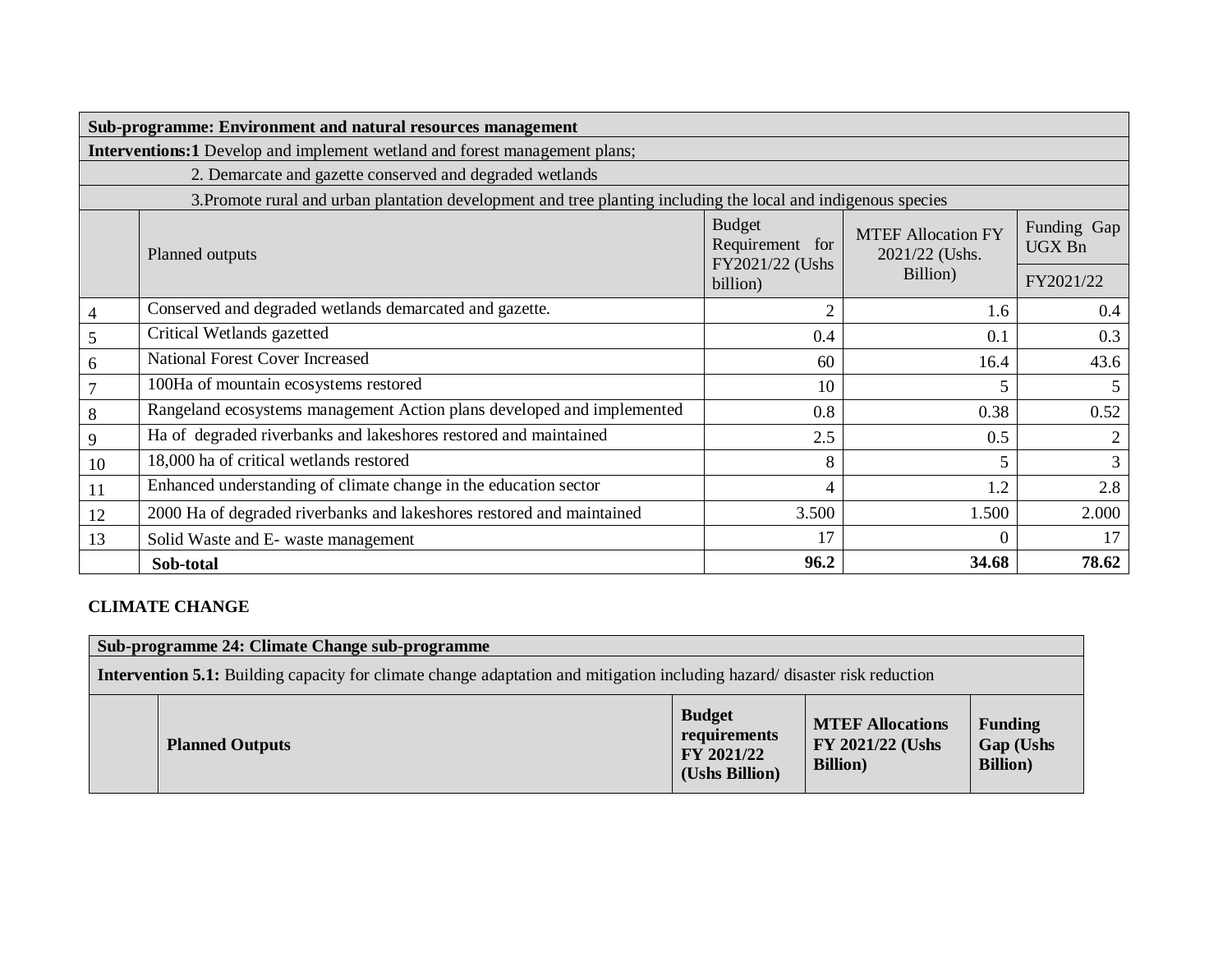| Sub-programme: Environment and natural resources management | | | | |
|---|---|---|---|---|
| **Interventions:1** Develop and implement wetland and forest management plans; | | | | |
| 2. Demarcate and gazette conserved and degraded wetlands | | | | |
| 3.Promote rural and urban plantation development and tree planting including the local and indigenous species | | | | |
| | Planned outputs | Budget Requirement for FY2021/22 (Ushs billion) | MTEF Allocation FY 2021/22 (Ushs. Billion) | Funding Gap UGX Bn |
| | | | | FY2021/22 |
| 4 | Conserved and degraded wetlands demarcated and gazette. | 2 | 1.6 | 0.4 |
| 5 | Critical Wetlands gazetted | 0.4 | 0.1 | 0.3 |
| 6 | National Forest Cover Increased | 60 | 16.4 | 43.6 |
| 7 | 100Ha of mountain ecosystems restored | 10 | 5 | 5 |
| 8 | Rangeland ecosystems management Action plans developed and implemented | 0.8 | 0.38 | 0.52 |
| 9 | Ha of degraded riverbanks and lakeshores restored and maintained | 2.5 | 0.5 | 2 |
| 10 | 18,000 ha of critical wetlands restored | 8 | 5 | 3 |
| 11 | Enhanced understanding of climate change in the education sector | 4 | 1.2 | 2.8 |
| 12 | 2000 Ha of degraded riverbanks and lakeshores restored and maintained | 3.500 | 1.500 | 2.000 |
| 13 | Solid Waste and E- waste management | 17 | 0 | 17 |
| | **Sob-total** | **96.2** | **34.68** | **78.62** |

**CLIMATE CHANGE**

| Sub-programme 24: Climate Change sub-programme | | | | |
|---|---|---|---|---|
| **Intervention 5.1:** Building capacity for climate change adaptation and mitigation including hazard/ disaster risk reduction | | | | |
| | **Planned Outputs** | **Budget requirements FY 2021/22 (Ushs Billion)** | **MTEF Allocations FY 2021/22 (Ushs Billion)** | **Funding Gap (Ushs Billion)** |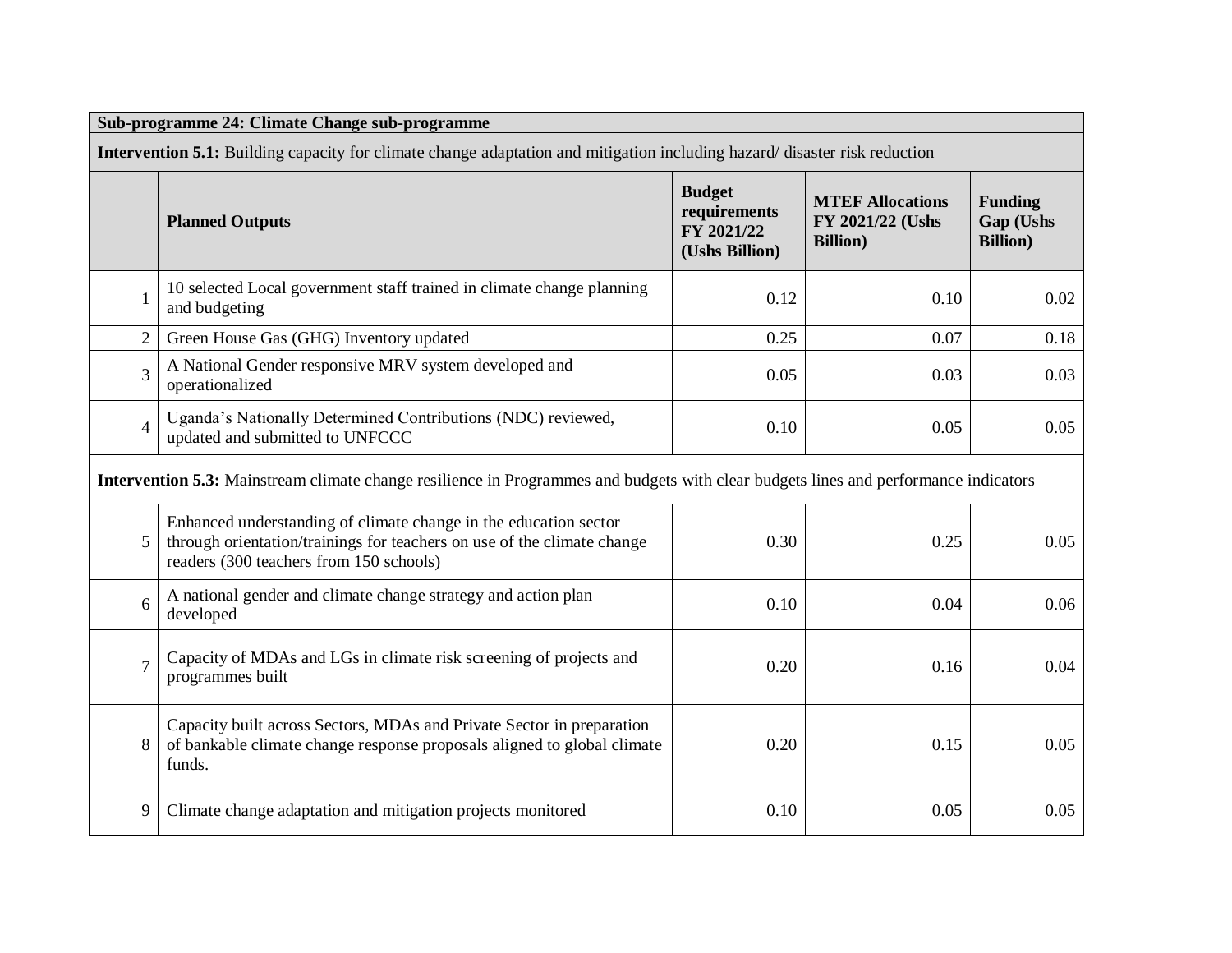| Sub-programme 24: Climate Change sub-programme | | | | |
|---|---|---|---|---|
| **Intervention 5.1:** Building capacity for climate change adaptation and mitigation including hazard/ disaster risk reduction | | | | |
| | **Planned Outputs** | **Budget requirements FY 2021/22 (Ushs Billion)** | **MTEF Allocations FY 2021/22 (Ushs Billion)** | **Funding Gap (Ushs Billion)** |
| 1 | 10 selected Local government staff trained in climate change planning and budgeting | 0.12 | 0.10 | 0.02 |
| 2 | Green House Gas (GHG) Inventory updated | 0.25 | 0.07 | 0.18 |
| 3 | A National Gender responsive MRV system developed and operationalized | 0.05 | 0.03 | 0.03 |
| 4 | Uganda's Nationally Determined Contributions (NDC) reviewed, updated and submitted to UNFCCC | 0.10 | 0.05 | 0.05 |
| **Intervention 5.3:** Mainstream climate change resilience in Programmes and budgets with clear budgets lines and performance indicators | | | | |
| 5 | Enhanced understanding of climate change in the education sector through orientation/trainings for teachers on use of the climate change readers (300 teachers from 150 schools) | 0.30 | 0.25 | 0.05 |
| 6 | A national gender and climate change strategy and action plan developed | 0.10 | 0.04 | 0.06 |
| 7 | Capacity of MDAs and LGs in climate risk screening of projects and programmes built | 0.20 | 0.16 | 0.04 |
| 8 | Capacity built across Sectors, MDAs and Private Sector in preparation of bankable climate change response proposals aligned to global climate funds. | 0.20 | 0.15 | 0.05 |
| 9 | Climate change adaptation and mitigation projects monitored | 0.10 | 0.05 | 0.05 |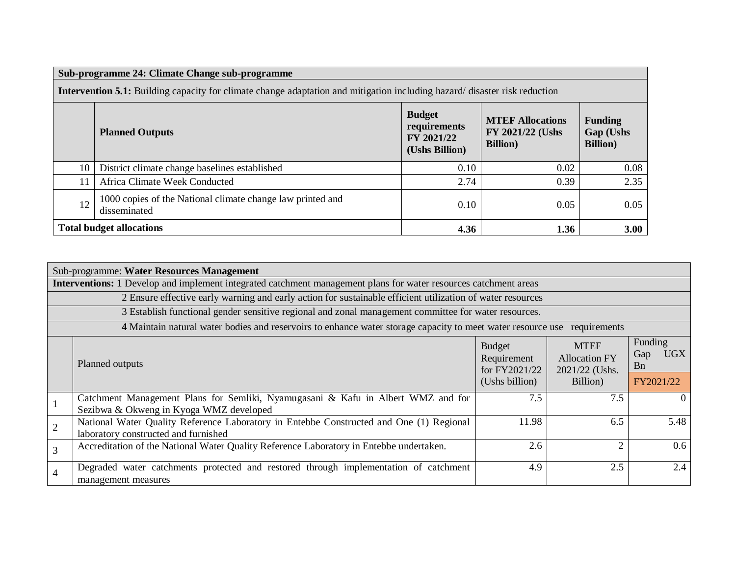| **Sub-programme 24: Climate Change sub-programme** | | | | |
|---|---|---|---|---|
| **Intervention 5.1:** Building capacity for climate change adaptation and mitigation including hazard/ disaster risk reduction | | | | |
| | **Planned Outputs** | **Budget requirements FY 2021/22 (Ushs Billion)** | **MTEF Allocations FY 2021/22 (Ushs Billion)** | **Funding Gap (Ushs Billion)** |
| 10 | District climate change baselines established | 0.10 | 0.02 | 0.08 |
| 11 | Africa Climate Week Conducted | 2.74 | 0.39 | 2.35 |
| 12 | 1000 copies of the National climate change law printed and disseminated | 0.10 | 0.05 | 0.05 |
| **Total budget allocations** | | **4.36** | **1.36** | **3.00** |

| Sub-programme: **Water Resources Management** | | | | |
|---|---|---|---|---|
| **Interventions: 1** Develop and implement integrated catchment management plans for water resources catchment areas<br>2 Ensure effective early warning and early action for sustainable efficient utilization of water resources<br>3 Establish functional gender sensitive regional and zonal management committee for water resources.<br>**4** Maintain natural water bodies and reservoirs to enhance water storage capacity to meet water resource use requirements | | | | |
| | Planned outputs | Budget Requirement for FY2021/22 (Ushs billion) | MTEF Allocation FY 2021/22 (Ushs. Billion) | Funding Gap UGX Bn |
| | | | | FY2021/22 |
| 1 | Catchment Management Plans for Semliki, Nyamugasani & Kafu in Albert WMZ and for Sezibwa & Okweng in Kyoga WMZ developed | 7.5 | 7.5 | 0 |
| 2 | National Water Quality Reference Laboratory in Entebbe Constructed and One (1) Regional laboratory constructed and furnished | 11.98 | 6.5 | 5.48 |
| 3 | Accreditation of the National Water Quality Reference Laboratory in Entebbe undertaken. | 2.6 | 2 | 0.6 |
| 4 | Degraded water catchments protected and restored through implementation of catchment management measures | 4.9 | 2.5 | 2.4 |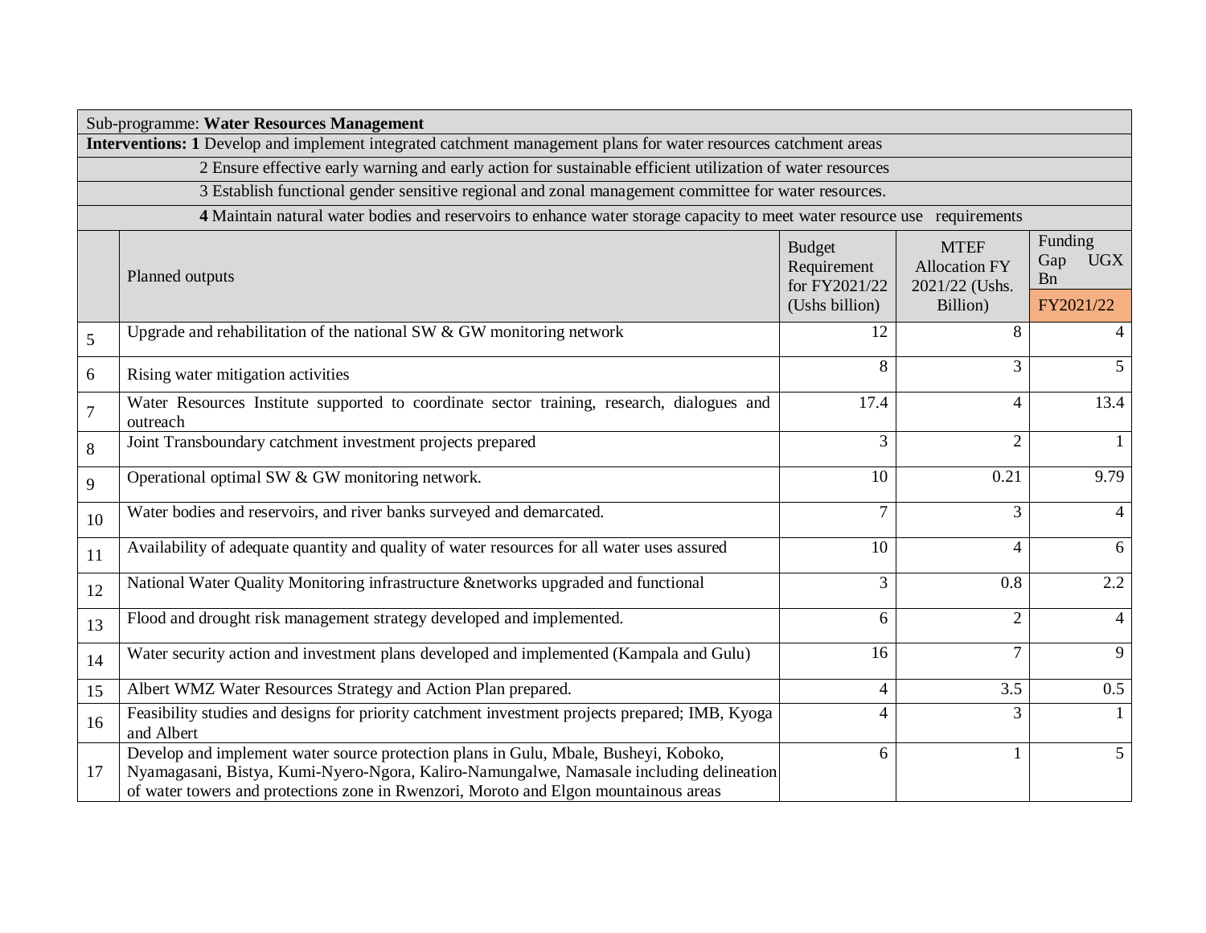| Sub-programme: **Water Resources Management** | | | | |
|---|---|---|---|---|
| **Interventions: 1** Develop and implement integrated catchment management plans for water resources catchment areas | | | | |
| 2 Ensure effective early warning and early action for sustainable efficient utilization of water resources | | | | |
| 3 Establish functional gender sensitive regional and zonal management committee for water resources. | | | | |
| **4** Maintain natural water bodies and reservoirs to enhance water storage capacity to meet water resource use requirements | | | | |
| | Planned outputs | Budget Requirement for FY2021/22 (Ushs billion) | MTEF Allocation FY 2021/22 (Ushs. Billion) | Funding Gap UGX Bn FY2021/22 |
| 5 | Upgrade and rehabilitation of the national SW & GW monitoring network | 12 | 8 | 4 |
| 6 | Rising water mitigation activities | 8 | 3 | 5 |
| 7 | Water Resources Institute supported to coordinate sector training, research, dialogues and outreach | 17.4 | 4 | 13.4 |
| 8 | Joint Transboundary catchment investment projects prepared | 3 | 2 | 1 |
| 9 | Operational optimal SW & GW monitoring network. | 10 | 0.21 | 9.79 |
| 10 | Water bodies and reservoirs, and river banks surveyed and demarcated. | 7 | 3 | 4 |
| 11 | Availability of adequate quantity and quality of water resources for all water uses assured | 10 | 4 | 6 |
| 12 | National Water Quality Monitoring infrastructure &networks upgraded and functional | 3 | 0.8 | 2.2 |
| 13 | Flood and drought risk management strategy developed and implemented. | 6 | 2 | 4 |
| 14 | Water security action and investment plans developed and implemented (Kampala and Gulu) | 16 | 7 | 9 |
| 15 | Albert WMZ Water Resources Strategy and Action Plan prepared. | 4 | 3.5 | 0.5 |
| 16 | Feasibility studies and designs for priority catchment investment projects prepared; IMB, Kyoga and Albert | 4 | 3 | 1 |
| 17 | Develop and implement water source protection plans in Gulu, Mbale, Busheyi, Koboko, Nyamagasani, Bistya, Kumi-Nyero-Ngora, Kaliro-Namungalwe, Namasale including delineation of water towers and protections zone in Rwenzori, Moroto and Elgon mountainous areas | 6 | 1 | 5 |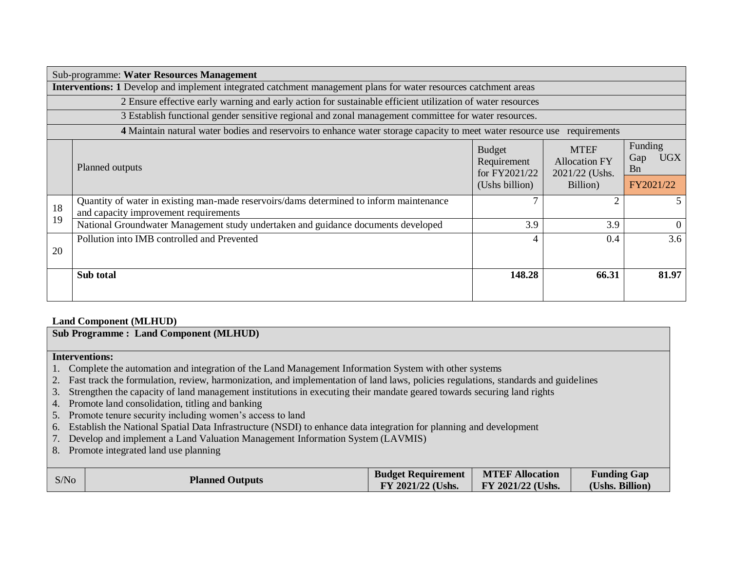| Sub-programme: **Water Resources Management** | | | | |
|---|---|---|---|---|
| **Interventions: 1** Develop and implement integrated catchment management plans for water resources catchment areas | | | | |
| 2 Ensure effective early warning and early action for sustainable efficient utilization of water resources | | | | |
| 3 Establish functional gender sensitive regional and zonal management committee for water resources. | | | | |
| **4** Maintain natural water bodies and reservoirs to enhance water storage capacity to meet water resource use requirements | | | | |
| | Planned outputs | Budget Requirement for FY2021/22 (Ushs billion) | MTEF Allocation FY 2021/22 (Ushs. Billion) | Funding Gap UGX Bn FY2021/22 |
| 18 | Quantity of water in existing man-made reservoirs/dams determined to inform maintenance and capacity improvement requirements | 7 | 2 | 5 |
| 19 | National Groundwater Management study undertaken and guidance documents developed | 3.9 | 3.9 | 0 |
| 20 | Pollution into IMB controlled and Prevented | 4 | 0.4 | 3.6 |
| | **Sub total** | **148.28** | **66.31** | **81.97** |

**Land Component (MLHUD)**

**Sub Programme : Land Component (MLHUD)**

**Interventions:**

1. Complete the automation and integration of the Land Management Information System with other systems
2. Fast track the formulation, review, harmonization, and implementation of land laws, policies regulations, standards and guidelines
3. Strengthen the capacity of land management institutions in executing their mandate geared towards securing land rights
4. Promote land consolidation, titling and banking
5. Promote tenure security including women's access to land
6. Establish the National Spatial Data Infrastructure (NSDI) to enhance data integration for planning and development
7. Develop and implement a Land Valuation Management Information System (LAVMIS)
8. Promote integrated land use planning

| S/No | **Planned Outputs** | **Budget Requirement FY 2021/22 (Ushs.** | **MTEF Allocation FY 2021/22 (Ushs.** | **Funding Gap (Ushs. Billion)** |
|---|---|---|---|---|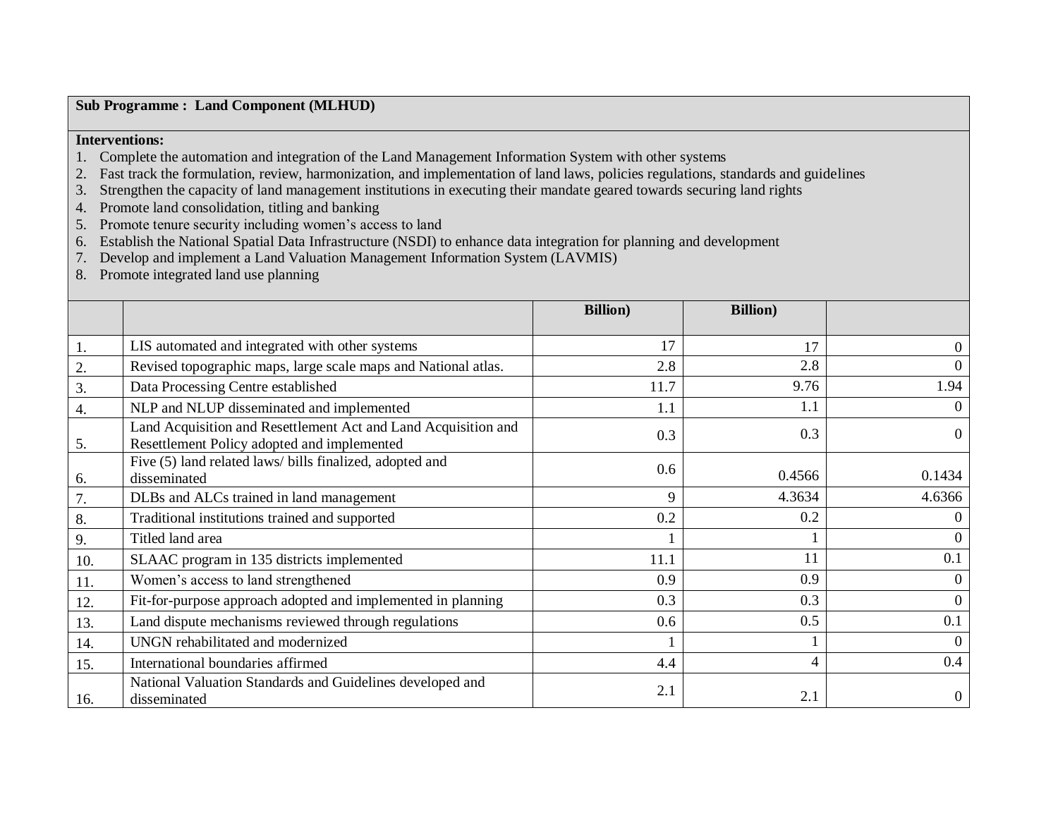**Sub Programme : Land Component (MLHUD)**

**Interventions:**

1. Complete the automation and integration of the Land Management Information System with other systems
2. Fast track the formulation, review, harmonization, and implementation of land laws, policies regulations, standards and guidelines
3. Strengthen the capacity of land management institutions in executing their mandate geared towards securing land rights
4. Promote land consolidation, titling and banking
5. Promote tenure security including women's access to land
6. Establish the National Spatial Data Infrastructure (NSDI) to enhance data integration for planning and development
7. Develop and implement a Land Valuation Management Information System (LAVMIS)
8. Promote integrated land use planning

| | | Billion) | Billion) | |
|---|---|---|---|---|
| 1. | LIS automated and integrated with other systems | 17 | 17 | 0 |
| 2. | Revised topographic maps, large scale maps and National atlas. | 2.8 | 2.8 | 0 |
| 3. | Data Processing Centre established | 11.7 | 9.76 | 1.94 |
| 4. | NLP and NLUP disseminated and implemented | 1.1 | 1.1 | 0 |
| 5. | Land Acquisition and Resettlement Act and Land Acquisition and Resettlement Policy adopted and implemented | 0.3 | 0.3 | 0 |
| 6. | Five (5) land related laws/ bills finalized, adopted and disseminated | 0.6 | 0.4566 | 0.1434 |
| 7. | DLBs and ALCs trained in land management | 9 | 4.3634 | 4.6366 |
| 8. | Traditional institutions trained and supported | 0.2 | 0.2 | 0 |
| 9. | Titled land area | 1 | 1 | 0 |
| 10. | SLAAC program in 135 districts implemented | 11.1 | 11 | 0.1 |
| 11. | Women's access to land strengthened | 0.9 | 0.9 | 0 |
| 12. | Fit-for-purpose approach adopted and implemented in planning | 0.3 | 0.3 | 0 |
| 13. | Land dispute mechanisms reviewed through regulations | 0.6 | 0.5 | 0.1 |
| 14. | UNGN rehabilitated and modernized | 1 | 1 | 0 |
| 15. | International boundaries affirmed | 4.4 | 4 | 0.4 |
| 16. | National Valuation Standards and Guidelines developed and disseminated | 2.1 | 2.1 | 0 |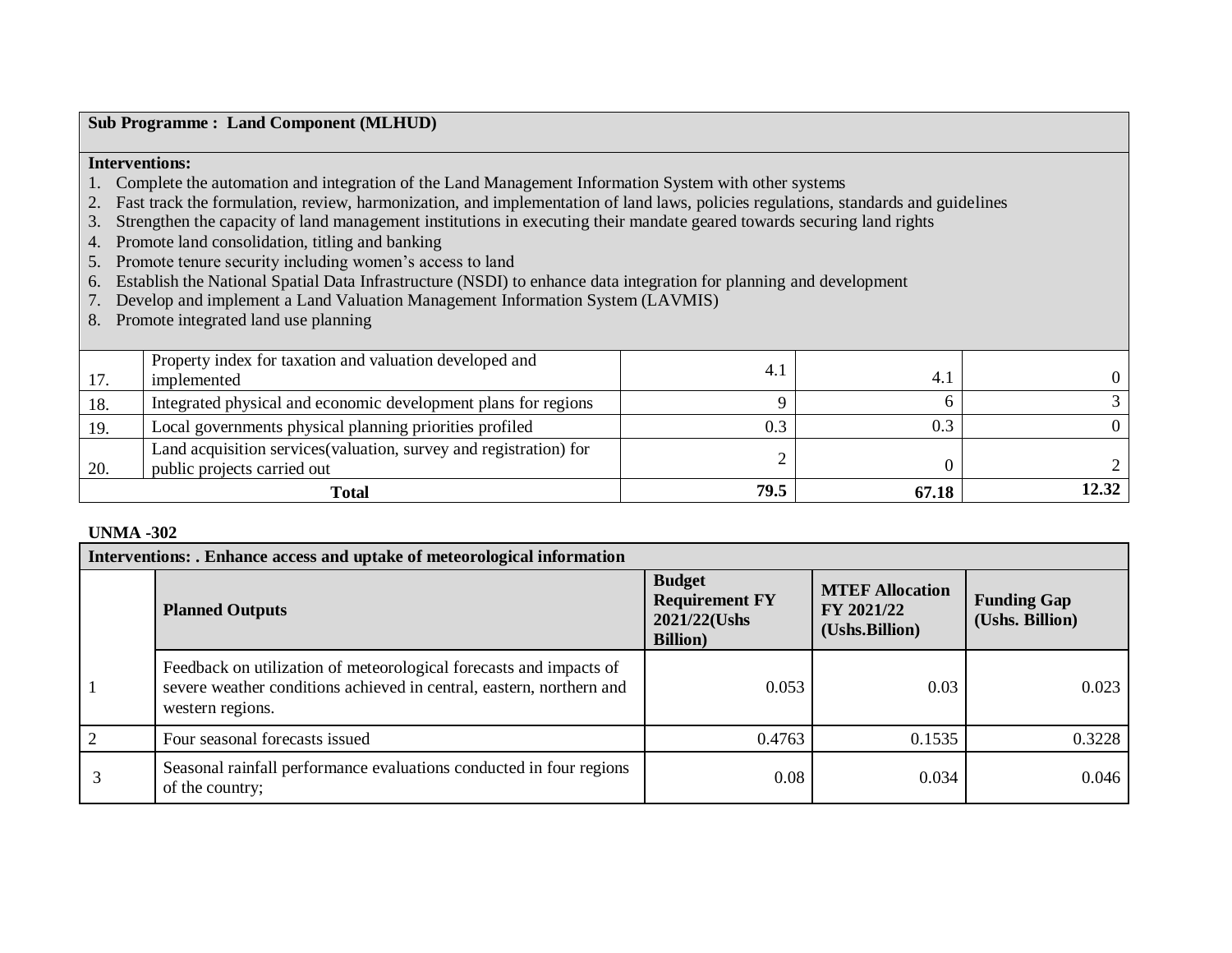| **Sub Programme : Land Component (MLHUD)** | | | | |
|---|---|---|---|---|
| **Interventions:**<br>1. Complete the automation and integration of the Land Management Information System with other systems<br>2. Fast track the formulation, review, harmonization, and implementation of land laws, policies regulations, standards and guidelines<br>3. Strengthen the capacity of land management institutions in executing their mandate geared towards securing land rights<br>4. Promote land consolidation, titling and banking<br>5. Promote tenure security including women's access to land<br>6. Establish the National Spatial Data Infrastructure (NSDI) to enhance data integration for planning and development<br>7. Develop and implement a Land Valuation Management Information System (LAVMIS)<br>8. Promote integrated land use planning | | | | |
| 17. | Property index for taxation and valuation developed and implemented | 4.1 | 4.1 | 0 |
| 18. | Integrated physical and economic development plans for regions | 9 | 6 | 3 |
| 19. | Local governments physical planning priorities profiled | 0.3 | 0.3 | 0 |
| 20. | Land acquisition services(valuation, survey and registration) for public projects carried out | 2 | 0 | 2 |
| **Total** | | **79.5** | **67.18** | **12.32** |

**UNMA -302**

| **Interventions: . Enhance access and uptake of meteorological information** | | | | |
|---|---|---|---|---|
| | **Planned Outputs** | **Budget Requirement FY 2021/22(Ushs Billion)** | **MTEF Allocation FY 2021/22 (Ushs.Billion)** | **Funding Gap (Ushs. Billion)** |
| 1 | Feedback on utilization of meteorological forecasts and impacts of severe weather conditions achieved in central, eastern, northern and western regions. | 0.053 | 0.03 | 0.023 |
| 2 | Four seasonal forecasts issued | 0.4763 | 0.1535 | 0.3228 |
| 3 | Seasonal rainfall performance evaluations conducted in four regions of the country; | 0.08 | 0.034 | 0.046 |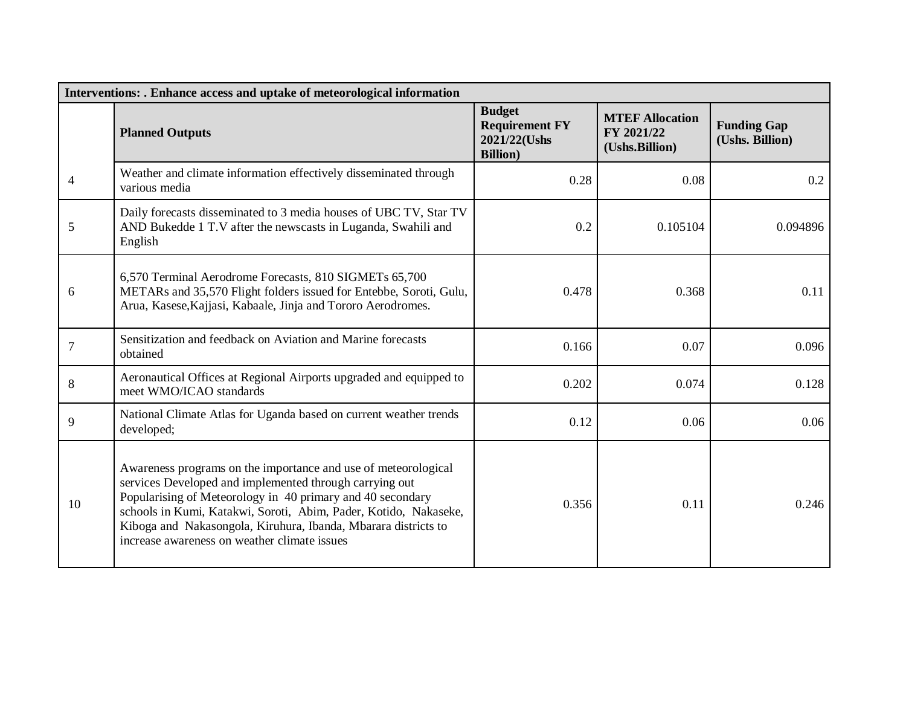| Interventions: . Enhance access and uptake of meteorological information | | | | |
|---|---|---|---|---|
| | **Planned Outputs** | **Budget Requirement FY 2021/22(Ushs Billion)** | **MTEF Allocation FY 2021/22 (Ushs.Billion)** | **Funding Gap (Ushs. Billion)** |
| 4 | Weather and climate information effectively disseminated through various media | 0.28 | 0.08 | 0.2 |
| 5 | Daily forecasts disseminated to 3 media houses of UBC TV, Star TV AND Bukedde 1 T.V after the newscasts in Luganda, Swahili and English | 0.2 | 0.105104 | 0.094896 |
| 6 | 6,570 Terminal Aerodrome Forecasts, 810 SIGMETs 65,700 METARs and 35,570 Flight folders issued for Entebbe, Soroti, Gulu, Arua, Kasese,Kajjasi, Kabaale, Jinja and Tororo Aerodromes. | 0.478 | 0.368 | 0.11 |
| 7 | Sensitization and feedback on Aviation and Marine forecasts obtained | 0.166 | 0.07 | 0.096 |
| 8 | Aeronautical Offices at Regional Airports upgraded and equipped to meet WMO/ICAO standards | 0.202 | 0.074 | 0.128 |
| 9 | National Climate Atlas for Uganda based on current weather trends developed; | 0.12 | 0.06 | 0.06 |
| 10 | Awareness programs on the importance and use of meteorological services Developed and implemented through carrying out Popularising of Meteorology in 40 primary and 40 secondary schools in Kumi, Katakwi, Soroti, Abim, Pader, Kotido, Nakaseke, Kiboga and Nakasongola, Kiruhura, Ibanda, Mbarara districts to increase awareness on weather climate issues | 0.356 | 0.11 | 0.246 |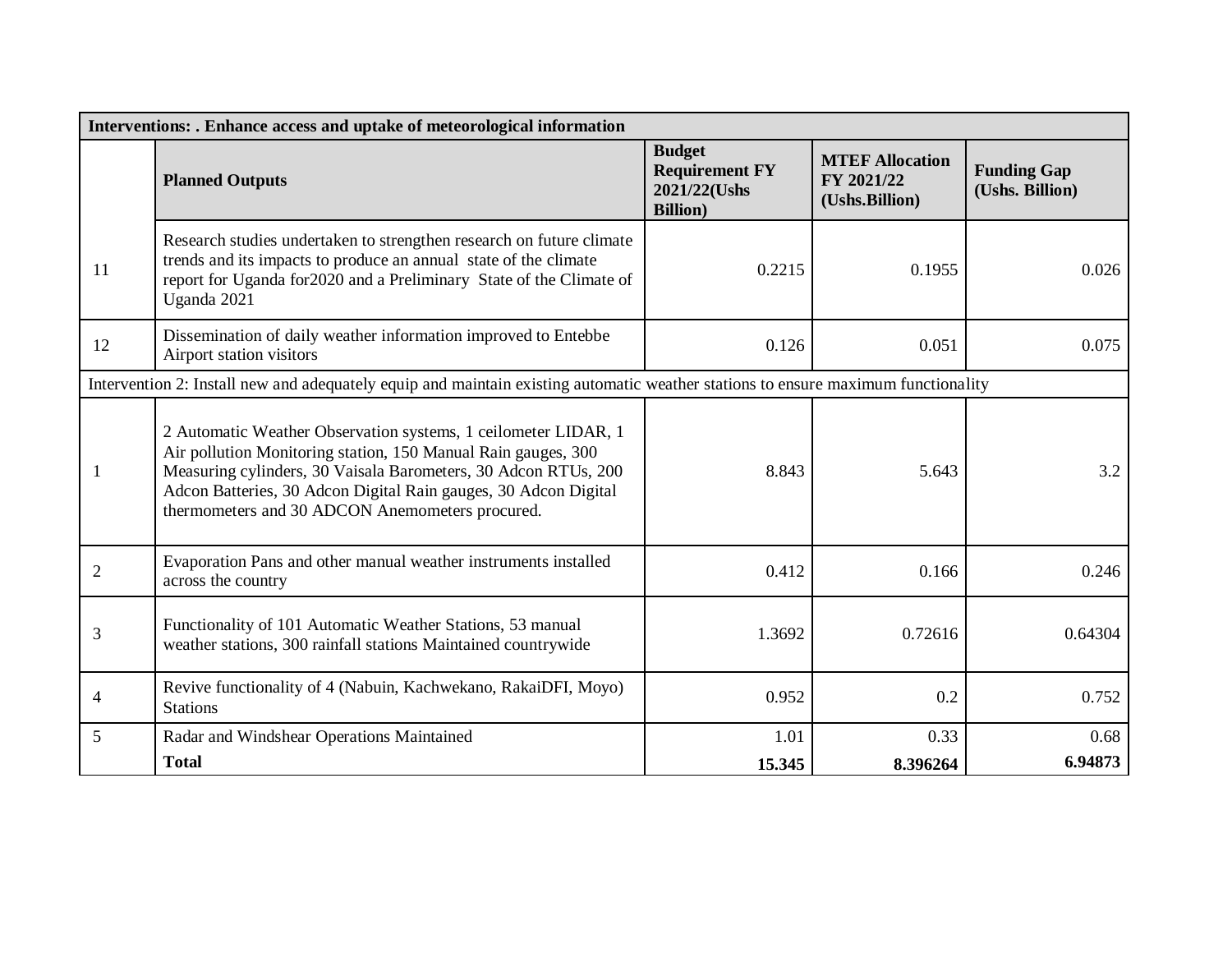| Interventions: . Enhance access and uptake of meteorological information | | | | |
|---|---|---|---|---|
| | **Planned Outputs** | **Budget Requirement FY 2021/22(Ushs Billion)** | **MTEF Allocation FY 2021/22 (Ushs.Billion)** | **Funding Gap (Ushs. Billion)** |
| 11 | Research studies undertaken to strengthen research on future climate trends and its impacts to produce an annual state of the climate report for Uganda for2020 and a Preliminary State of the Climate of Uganda 2021 | 0.2215 | 0.1955 | 0.026 |
| 12 | Dissemination of daily weather information improved to Entebbe Airport station visitors | 0.126 | 0.051 | 0.075 |
| Intervention 2: Install new and adequately equip and maintain existing automatic weather stations to ensure maximum functionality | | | | |
| 1 | 2 Automatic Weather Observation systems, 1 ceilometer LIDAR, 1 Air pollution Monitoring station, 150 Manual Rain gauges, 300 Measuring cylinders, 30 Vaisala Barometers, 30 Adcon RTUs, 200 Adcon Batteries, 30 Adcon Digital Rain gauges, 30 Adcon Digital thermometers and 30 ADCON Anemometers procured. | 8.843 | 5.643 | 3.2 |
| 2 | Evaporation Pans and other manual weather instruments installed across the country | 0.412 | 0.166 | 0.246 |
| 3 | Functionality of 101 Automatic Weather Stations, 53 manual weather stations, 300 rainfall stations Maintained countrywide | 1.3692 | 0.72616 | 0.64304 |
| 4 | Revive functionality of 4 (Nabuin, Kachwekano, RakaiDFI, Moyo) Stations | 0.952 | 0.2 | 0.752 |
| 5 | Radar and Windshear Operations Maintained | 1.01 | 0.33 | 0.68 |
| | **Total** | **15.345** | **8.396264** | **6.94873** |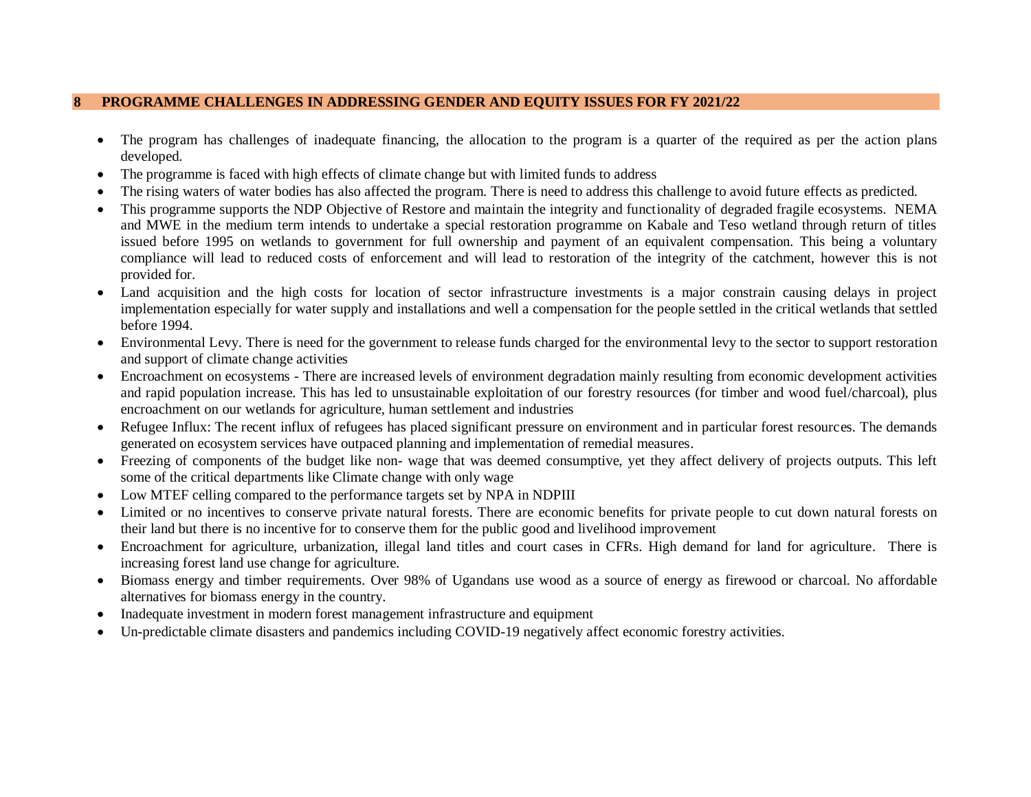## 8 PROGRAMME CHALLENGES IN ADDRESSING GENDER AND EQUITY ISSUES FOR FY 2021/22

- The program has challenges of inadequate financing, the allocation to the program is a quarter of the required as per the action plans developed.
- The programme is faced with high effects of climate change but with limited funds to address
- The rising waters of water bodies has also affected the program. There is need to address this challenge to avoid future effects as predicted.
- This programme supports the NDP Objective of Restore and maintain the integrity and functionality of degraded fragile ecosystems. NEMA and MWE in the medium term intends to undertake a special restoration programme on Kabale and Teso wetland through return of titles issued before 1995 on wetlands to government for full ownership and payment of an equivalent compensation. This being a voluntary compliance will lead to reduced costs of enforcement and will lead to restoration of the integrity of the catchment, however this is not provided for.
- Land acquisition and the high costs for location of sector infrastructure investments is a major constrain causing delays in project implementation especially for water supply and installations and well a compensation for the people settled in the critical wetlands that settled before 1994.
- Environmental Levy. There is need for the government to release funds charged for the environmental levy to the sector to support restoration and support of climate change activities
- Encroachment on ecosystems - There are increased levels of environment degradation mainly resulting from economic development activities and rapid population increase. This has led to unsustainable exploitation of our forestry resources (for timber and wood fuel/charcoal), plus encroachment on our wetlands for agriculture, human settlement and industries
- Refugee Influx: The recent influx of refugees has placed significant pressure on environment and in particular forest resources. The demands generated on ecosystem services have outpaced planning and implementation of remedial measures.
- Freezing of components of the budget like non- wage that was deemed consumptive, yet they affect delivery of projects outputs. This left some of the critical departments like Climate change with only wage
- Low MTEF celling compared to the performance targets set by NPA in NDPIII
- Limited or no incentives to conserve private natural forests. There are economic benefits for private people to cut down natural forests on their land but there is no incentive for to conserve them for the public good and livelihood improvement
- Encroachment for agriculture, urbanization, illegal land titles and court cases in CFRs. High demand for land for agriculture. There is increasing forest land use change for agriculture.
- Biomass energy and timber requirements. Over 98% of Ugandans use wood as a source of energy as firewood or charcoal. No affordable alternatives for biomass energy in the country.
- Inadequate investment in modern forest management infrastructure and equipment
- Un-predictable climate disasters and pandemics including COVID-19 negatively affect economic forestry activities.